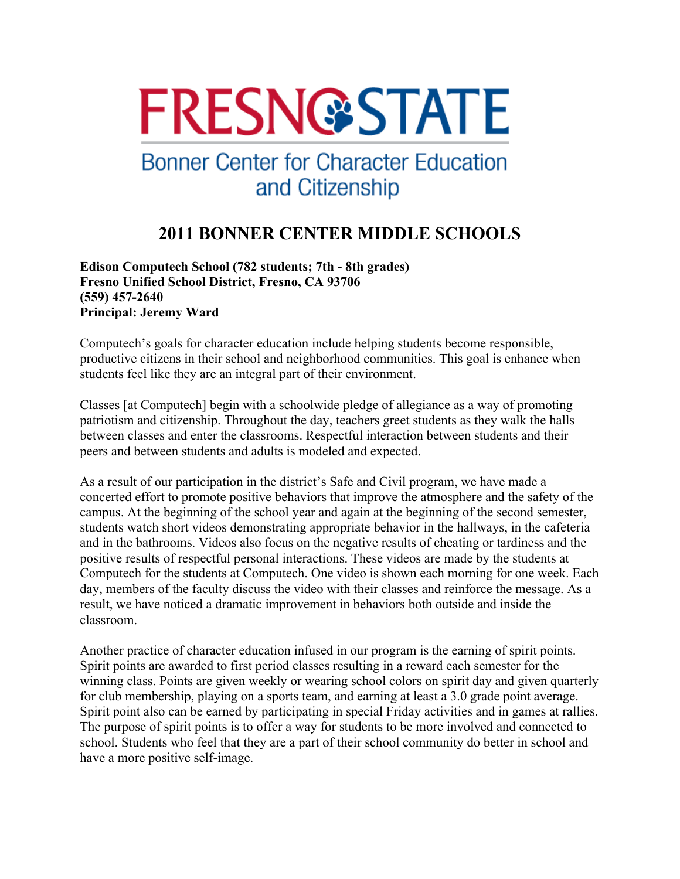FRESNO STATE

Bonner Center for Character Education and Citizenship

# 2011 BONNER CENTER MIDDLE SCHOOLS

**Edison Computech School (782 students; 7th - 8th grades)**
**Fresno Unified School District, Fresno, CA 93706**
**(559) 457-2640**
**Principal: Jeremy Ward**

Computech's goals for character education include helping students become responsible, productive citizens in their school and neighborhood communities. This goal is enhance when students feel like they are an integral part of their environment.

Classes [at Computech] begin with a schoolwide pledge of allegiance as a way of promoting patriotism and citizenship. Throughout the day, teachers greet students as they walk the halls between classes and enter the classrooms. Respectful interaction between students and their peers and between students and adults is modeled and expected.

As a result of our participation in the district's Safe and Civil program, we have made a concerted effort to promote positive behaviors that improve the atmosphere and the safety of the campus. At the beginning of the school year and again at the beginning of the second semester, students watch short videos demonstrating appropriate behavior in the hallways, in the cafeteria and in the bathrooms. Videos also focus on the negative results of cheating or tardiness and the positive results of respectful personal interactions. These videos are made by the students at Computech for the students at Computech. One video is shown each morning for one week. Each day, members of the faculty discuss the video with their classes and reinforce the message. As a result, we have noticed a dramatic improvement in behaviors both outside and inside the classroom.

Another practice of character education infused in our program is the earning of spirit points. Spirit points are awarded to first period classes resulting in a reward each semester for the winning class. Points are given weekly or wearing school colors on spirit day and given quarterly for club membership, playing on a sports team, and earning at least a 3.0 grade point average. Spirit point also can be earned by participating in special Friday activities and in games at rallies. The purpose of spirit points is to offer a way for students to be more involved and connected to school. Students who feel that they are a part of their school community do better in school and have a more positive self-image.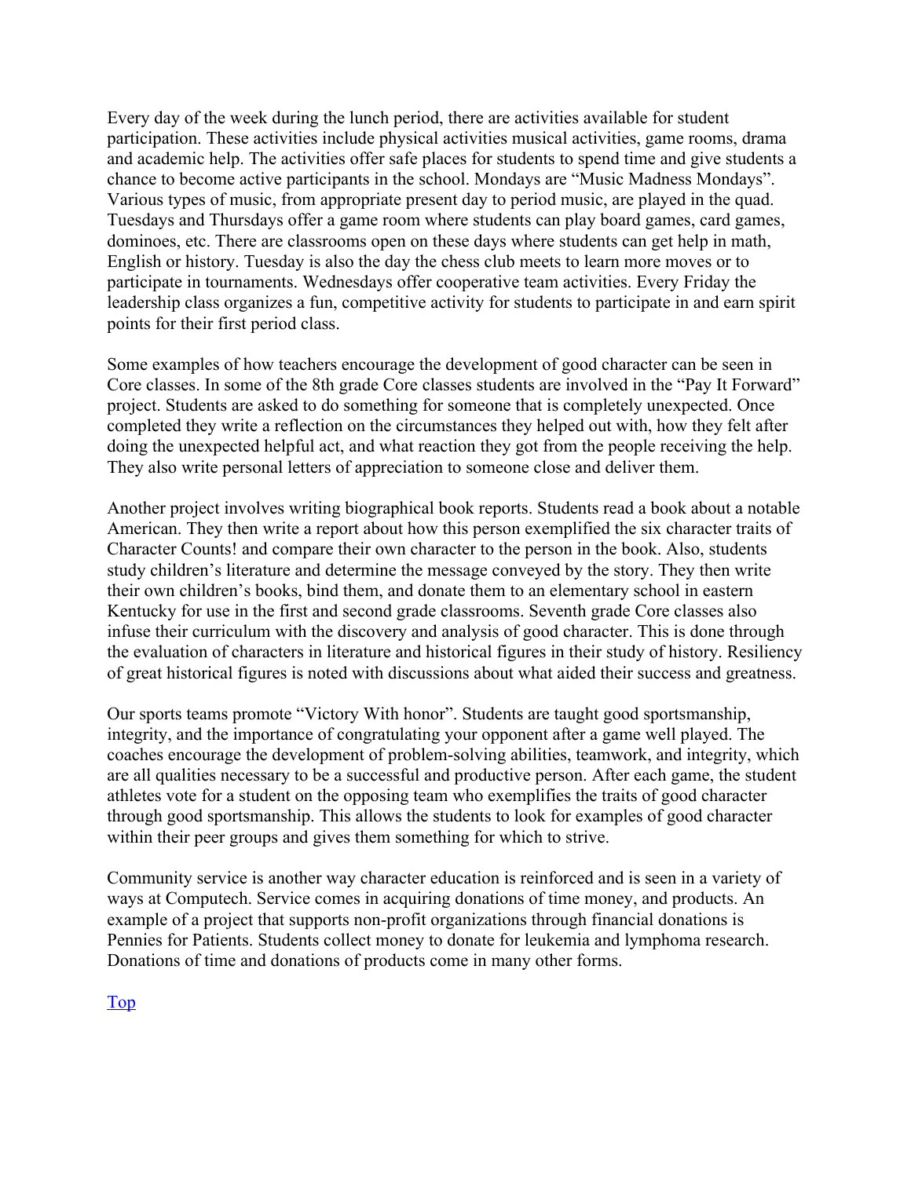Every day of the week during the lunch period, there are activities available for student participation. These activities include physical activities musical activities, game rooms, drama and academic help. The activities offer safe places for students to spend time and give students a chance to become active participants in the school. Mondays are "Music Madness Mondays". Various types of music, from appropriate present day to period music, are played in the quad. Tuesdays and Thursdays offer a game room where students can play board games, card games, dominoes, etc. There are classrooms open on these days where students can get help in math, English or history. Tuesday is also the day the chess club meets to learn more moves or to participate in tournaments. Wednesdays offer cooperative team activities. Every Friday the leadership class organizes a fun, competitive activity for students to participate in and earn spirit points for their first period class.

Some examples of how teachers encourage the development of good character can be seen in Core classes. In some of the 8th grade Core classes students are involved in the "Pay It Forward" project. Students are asked to do something for someone that is completely unexpected. Once completed they write a reflection on the circumstances they helped out with, how they felt after doing the unexpected helpful act, and what reaction they got from the people receiving the help. They also write personal letters of appreciation to someone close and deliver them.

Another project involves writing biographical book reports. Students read a book about a notable American. They then write a report about how this person exemplified the six character traits of Character Counts! and compare their own character to the person in the book. Also, students study children's literature and determine the message conveyed by the story. They then write their own children's books, bind them, and donate them to an elementary school in eastern Kentucky for use in the first and second grade classrooms. Seventh grade Core classes also infuse their curriculum with the discovery and analysis of good character. This is done through the evaluation of characters in literature and historical figures in their study of history. Resiliency of great historical figures is noted with discussions about what aided their success and greatness.

Our sports teams promote "Victory With honor". Students are taught good sportsmanship, integrity, and the importance of congratulating your opponent after a game well played. The coaches encourage the development of problem-solving abilities, teamwork, and integrity, which are all qualities necessary to be a successful and productive person. After each game, the student athletes vote for a student on the opposing team who exemplifies the traits of good character through good sportsmanship. This allows the students to look for examples of good character within their peer groups and gives them something for which to strive.

Community service is another way character education is reinforced and is seen in a variety of ways at Computech. Service comes in acquiring donations of time money, and products. An example of a project that supports non-profit organizations through financial donations is Pennies for Patients. Students collect money to donate for leukemia and lymphoma research. Donations of time and donations of products come in many other forms.

Top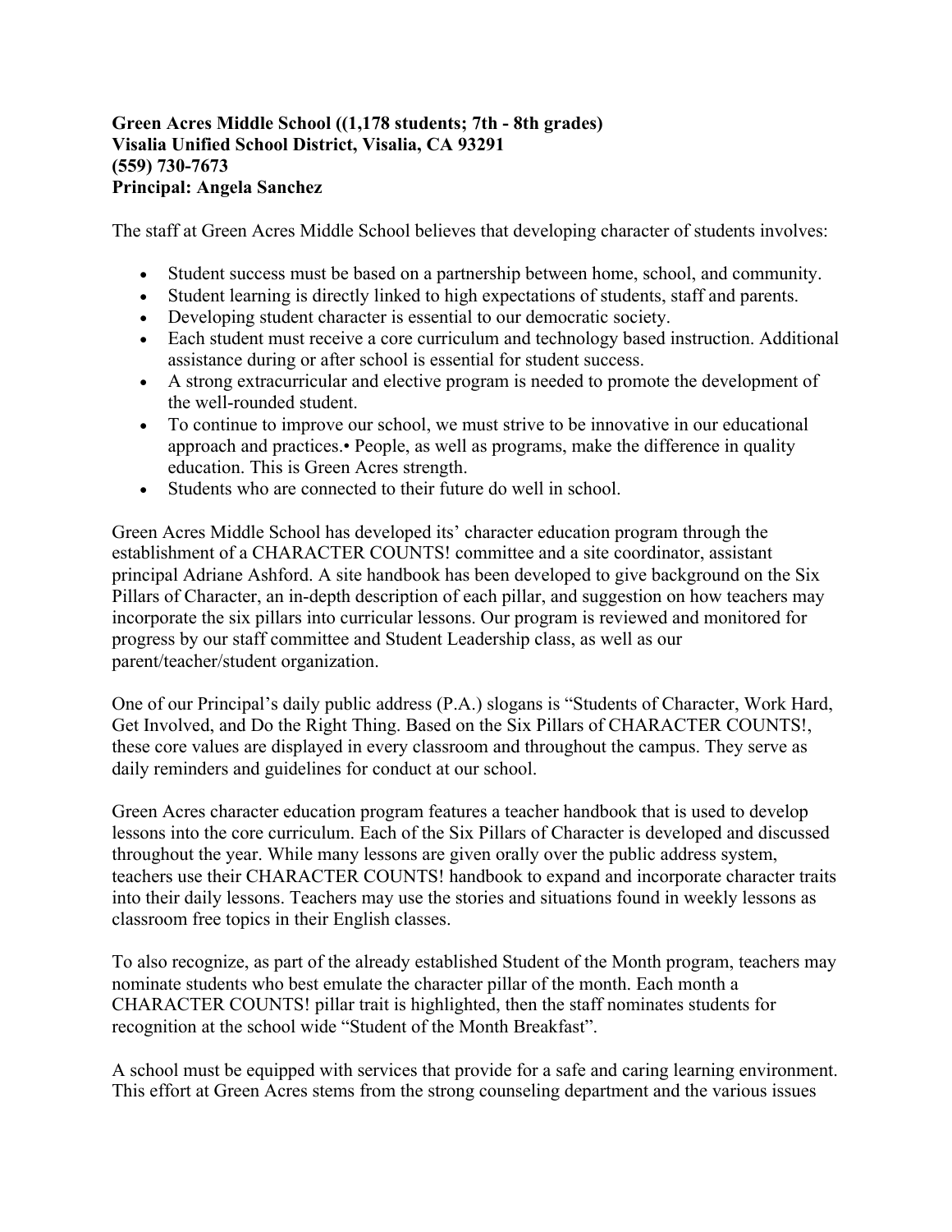**Green Acres Middle School ((1,178 students; 7th - 8th grades)**
**Visalia Unified School District, Visalia, CA 93291**
**(559) 730-7673**
**Principal: Angela Sanchez**

The staff at Green Acres Middle School believes that developing character of students involves:

- Student success must be based on a partnership between home, school, and community.
- Student learning is directly linked to high expectations of students, staff and parents.
- Developing student character is essential to our democratic society.
- Each student must receive a core curriculum and technology based instruction. Additional assistance during or after school is essential for student success.
- A strong extracurricular and elective program is needed to promote the development of the well-rounded student.
- To continue to improve our school, we must strive to be innovative in our educational approach and practices.• People, as well as programs, make the difference in quality education. This is Green Acres strength.
- Students who are connected to their future do well in school.

Green Acres Middle School has developed its' character education program through the establishment of a CHARACTER COUNTS! committee and a site coordinator, assistant principal Adriane Ashford. A site handbook has been developed to give background on the Six Pillars of Character, an in-depth description of each pillar, and suggestion on how teachers may incorporate the six pillars into curricular lessons. Our program is reviewed and monitored for progress by our staff committee and Student Leadership class, as well as our parent/teacher/student organization.

One of our Principal's daily public address (P.A.) slogans is "Students of Character, Work Hard, Get Involved, and Do the Right Thing. Based on the Six Pillars of CHARACTER COUNTS!, these core values are displayed in every classroom and throughout the campus. They serve as daily reminders and guidelines for conduct at our school.

Green Acres character education program features a teacher handbook that is used to develop lessons into the core curriculum. Each of the Six Pillars of Character is developed and discussed throughout the year. While many lessons are given orally over the public address system, teachers use their CHARACTER COUNTS! handbook to expand and incorporate character traits into their daily lessons. Teachers may use the stories and situations found in weekly lessons as classroom free topics in their English classes.

To also recognize, as part of the already established Student of the Month program, teachers may nominate students who best emulate the character pillar of the month. Each month a CHARACTER COUNTS! pillar trait is highlighted, then the staff nominates students for recognition at the school wide "Student of the Month Breakfast".

A school must be equipped with services that provide for a safe and caring learning environment. This effort at Green Acres stems from the strong counseling department and the various issues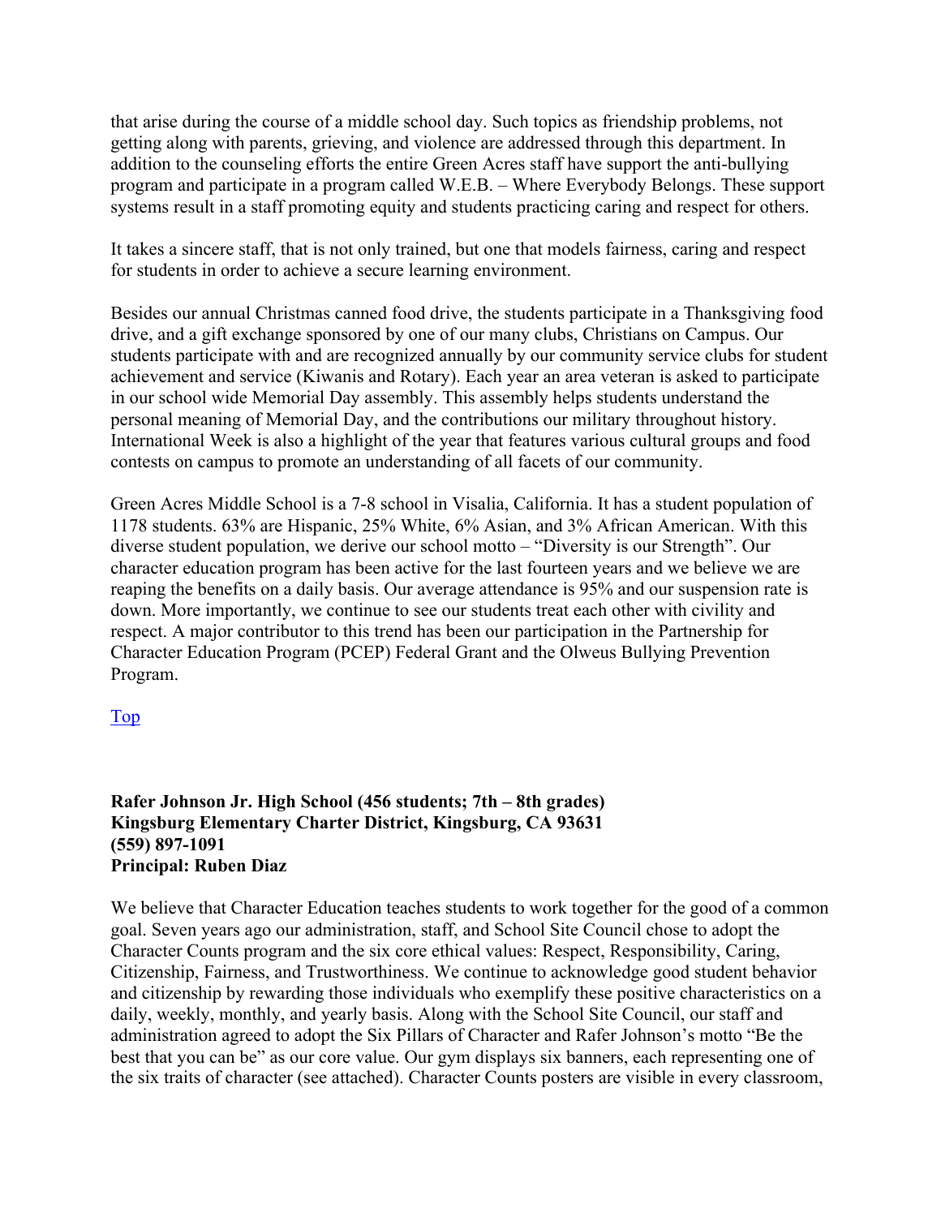that arise during the course of a middle school day. Such topics as friendship problems, not getting along with parents, grieving, and violence are addressed through this department. In addition to the counseling efforts the entire Green Acres staff have support the anti-bullying program and participate in a program called W.E.B. – Where Everybody Belongs. These support systems result in a staff promoting equity and students practicing caring and respect for others.

It takes a sincere staff, that is not only trained, but one that models fairness, caring and respect for students in order to achieve a secure learning environment.

Besides our annual Christmas canned food drive, the students participate in a Thanksgiving food drive, and a gift exchange sponsored by one of our many clubs, Christians on Campus. Our students participate with and are recognized annually by our community service clubs for student achievement and service (Kiwanis and Rotary). Each year an area veteran is asked to participate in our school wide Memorial Day assembly. This assembly helps students understand the personal meaning of Memorial Day, and the contributions our military throughout history. International Week is also a highlight of the year that features various cultural groups and food contests on campus to promote an understanding of all facets of our community.

Green Acres Middle School is a 7-8 school in Visalia, California. It has a student population of 1178 students. 63% are Hispanic, 25% White, 6% Asian, and 3% African American. With this diverse student population, we derive our school motto – "Diversity is our Strength". Our character education program has been active for the last fourteen years and we believe we are reaping the benefits on a daily basis. Our average attendance is 95% and our suspension rate is down. More importantly, we continue to see our students treat each other with civility and respect. A major contributor to this trend has been our participation in the Partnership for Character Education Program (PCEP) Federal Grant and the Olweus Bullying Prevention Program.

Top

**Rafer Johnson Jr. High School (456 students; 7th – 8th grades)**
**Kingsburg Elementary Charter District, Kingsburg, CA 93631**
**(559) 897-1091**
**Principal: Ruben Diaz**

We believe that Character Education teaches students to work together for the good of a common goal. Seven years ago our administration, staff, and School Site Council chose to adopt the Character Counts program and the six core ethical values: Respect, Responsibility, Caring, Citizenship, Fairness, and Trustworthiness. We continue to acknowledge good student behavior and citizenship by rewarding those individuals who exemplify these positive characteristics on a daily, weekly, monthly, and yearly basis. Along with the School Site Council, our staff and administration agreed to adopt the Six Pillars of Character and Rafer Johnson's motto "Be the best that you can be" as our core value. Our gym displays six banners, each representing one of the six traits of character (see attached). Character Counts posters are visible in every classroom,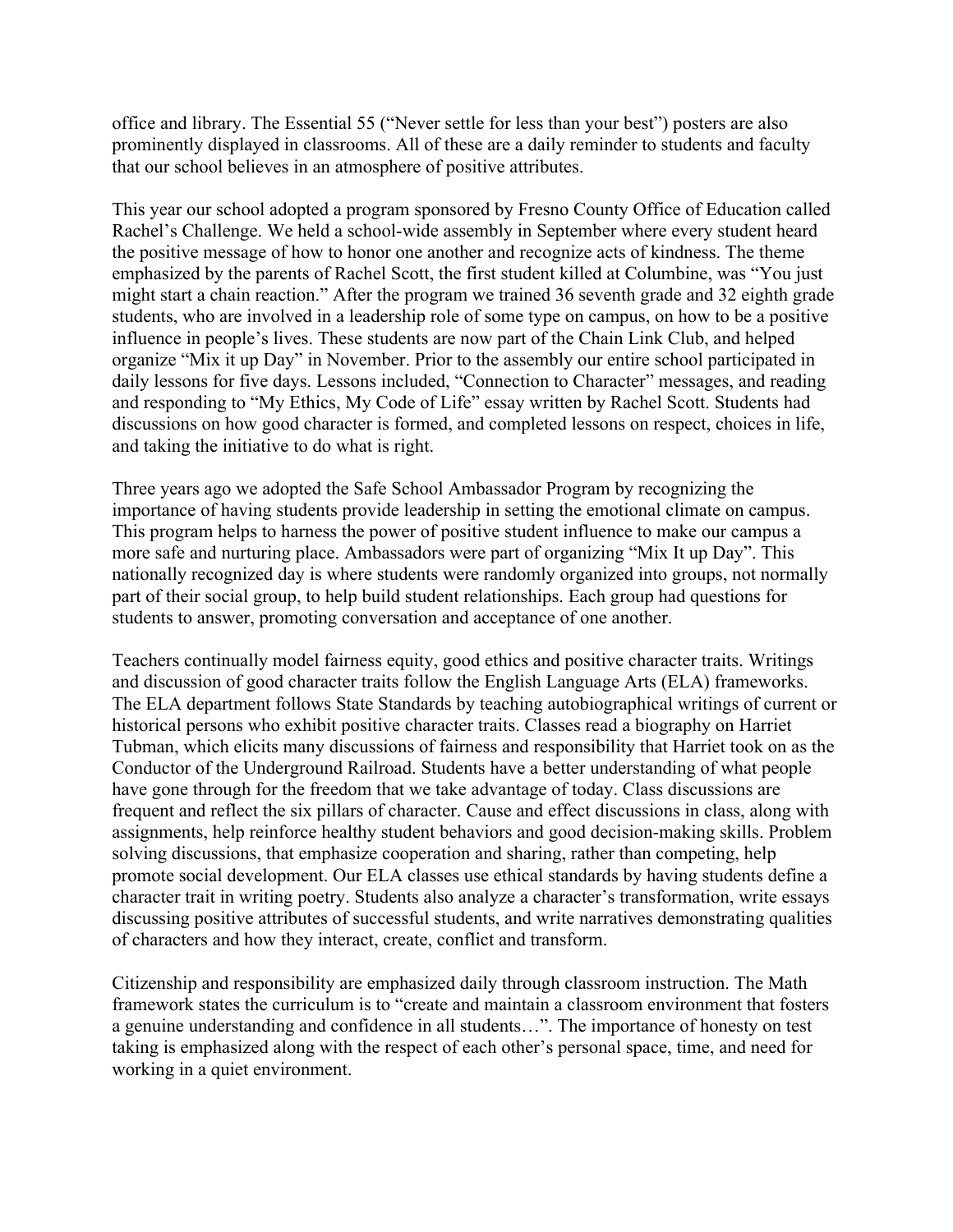office and library. The Essential 55 ("Never settle for less than your best") posters are also prominently displayed in classrooms. All of these are a daily reminder to students and faculty that our school believes in an atmosphere of positive attributes.

This year our school adopted a program sponsored by Fresno County Office of Education called Rachel's Challenge. We held a school-wide assembly in September where every student heard the positive message of how to honor one another and recognize acts of kindness. The theme emphasized by the parents of Rachel Scott, the first student killed at Columbine, was "You just might start a chain reaction." After the program we trained 36 seventh grade and 32 eighth grade students, who are involved in a leadership role of some type on campus, on how to be a positive influence in people's lives. These students are now part of the Chain Link Club, and helped organize "Mix it up Day" in November. Prior to the assembly our entire school participated in daily lessons for five days. Lessons included, "Connection to Character" messages, and reading and responding to "My Ethics, My Code of Life" essay written by Rachel Scott. Students had discussions on how good character is formed, and completed lessons on respect, choices in life, and taking the initiative to do what is right.

Three years ago we adopted the Safe School Ambassador Program by recognizing the importance of having students provide leadership in setting the emotional climate on campus. This program helps to harness the power of positive student influence to make our campus a more safe and nurturing place. Ambassadors were part of organizing "Mix It up Day". This nationally recognized day is where students were randomly organized into groups, not normally part of their social group, to help build student relationships. Each group had questions for students to answer, promoting conversation and acceptance of one another.

Teachers continually model fairness equity, good ethics and positive character traits. Writings and discussion of good character traits follow the English Language Arts (ELA) frameworks. The ELA department follows State Standards by teaching autobiographical writings of current or historical persons who exhibit positive character traits. Classes read a biography on Harriet Tubman, which elicits many discussions of fairness and responsibility that Harriet took on as the Conductor of the Underground Railroad. Students have a better understanding of what people have gone through for the freedom that we take advantage of today. Class discussions are frequent and reflect the six pillars of character. Cause and effect discussions in class, along with assignments, help reinforce healthy student behaviors and good decision-making skills. Problem solving discussions, that emphasize cooperation and sharing, rather than competing, help promote social development. Our ELA classes use ethical standards by having students define a character trait in writing poetry. Students also analyze a character's transformation, write essays discussing positive attributes of successful students, and write narratives demonstrating qualities of characters and how they interact, create, conflict and transform.

Citizenship and responsibility are emphasized daily through classroom instruction. The Math framework states the curriculum is to "create and maintain a classroom environment that fosters a genuine understanding and confidence in all students…". The importance of honesty on test taking is emphasized along with the respect of each other's personal space, time, and need for working in a quiet environment.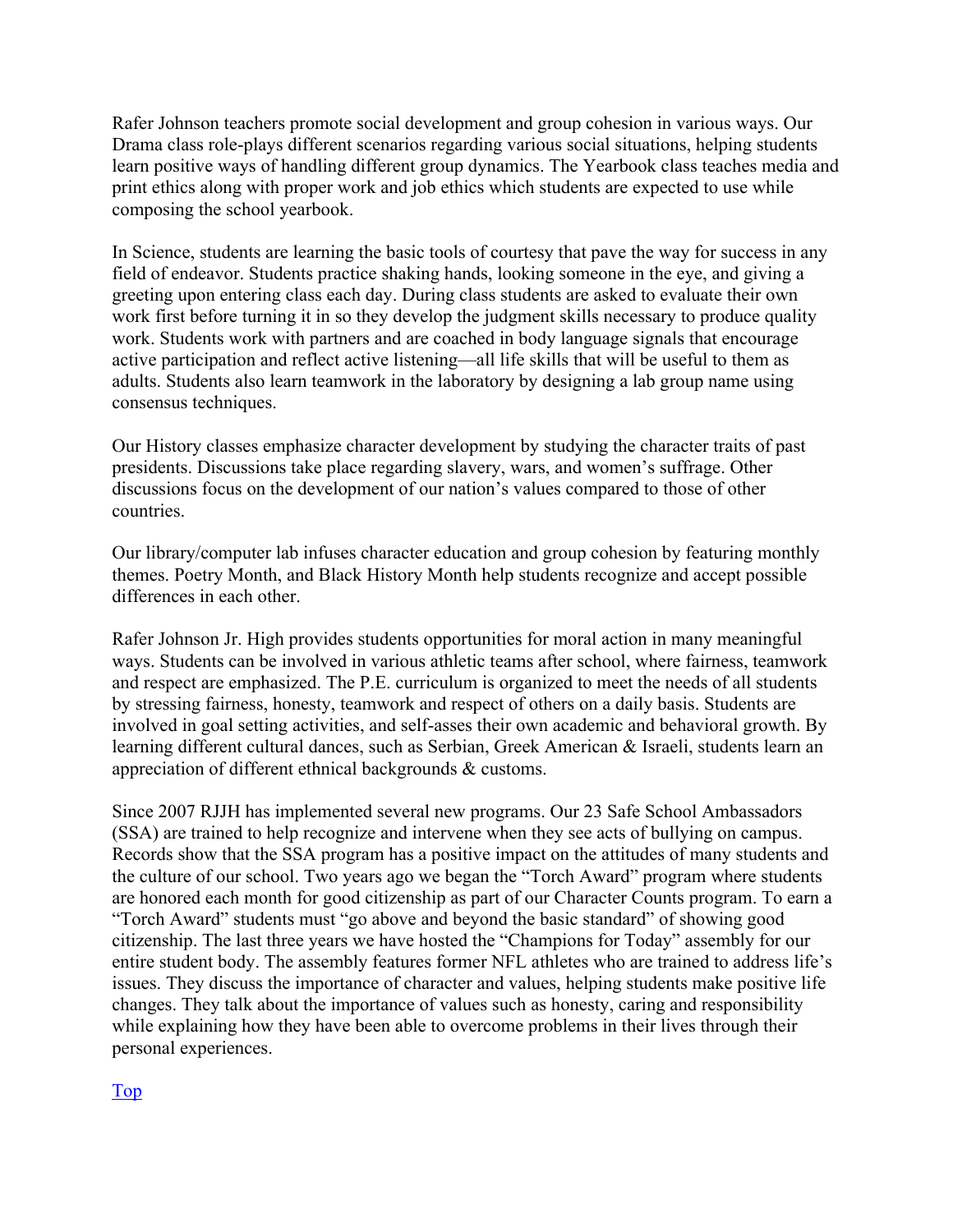Rafer Johnson teachers promote social development and group cohesion in various ways. Our Drama class role-plays different scenarios regarding various social situations, helping students learn positive ways of handling different group dynamics. The Yearbook class teaches media and print ethics along with proper work and job ethics which students are expected to use while composing the school yearbook.

In Science, students are learning the basic tools of courtesy that pave the way for success in any field of endeavor. Students practice shaking hands, looking someone in the eye, and giving a greeting upon entering class each day. During class students are asked to evaluate their own work first before turning it in so they develop the judgment skills necessary to produce quality work. Students work with partners and are coached in body language signals that encourage active participation and reflect active listening—all life skills that will be useful to them as adults. Students also learn teamwork in the laboratory by designing a lab group name using consensus techniques.

Our History classes emphasize character development by studying the character traits of past presidents. Discussions take place regarding slavery, wars, and women's suffrage. Other discussions focus on the development of our nation's values compared to those of other countries.

Our library/computer lab infuses character education and group cohesion by featuring monthly themes. Poetry Month, and Black History Month help students recognize and accept possible differences in each other.

Rafer Johnson Jr. High provides students opportunities for moral action in many meaningful ways. Students can be involved in various athletic teams after school, where fairness, teamwork and respect are emphasized. The P.E. curriculum is organized to meet the needs of all students by stressing fairness, honesty, teamwork and respect of others on a daily basis. Students are involved in goal setting activities, and self-asses their own academic and behavioral growth. By learning different cultural dances, such as Serbian, Greek American & Israeli, students learn an appreciation of different ethnical backgrounds & customs.

Since 2007 RJJH has implemented several new programs. Our 23 Safe School Ambassadors (SSA) are trained to help recognize and intervene when they see acts of bullying on campus. Records show that the SSA program has a positive impact on the attitudes of many students and the culture of our school. Two years ago we began the "Torch Award" program where students are honored each month for good citizenship as part of our Character Counts program. To earn a "Torch Award" students must "go above and beyond the basic standard" of showing good citizenship. The last three years we have hosted the "Champions for Today" assembly for our entire student body. The assembly features former NFL athletes who are trained to address life's issues. They discuss the importance of character and values, helping students make positive life changes. They talk about the importance of values such as honesty, caring and responsibility while explaining how they have been able to overcome problems in their lives through their personal experiences.

Top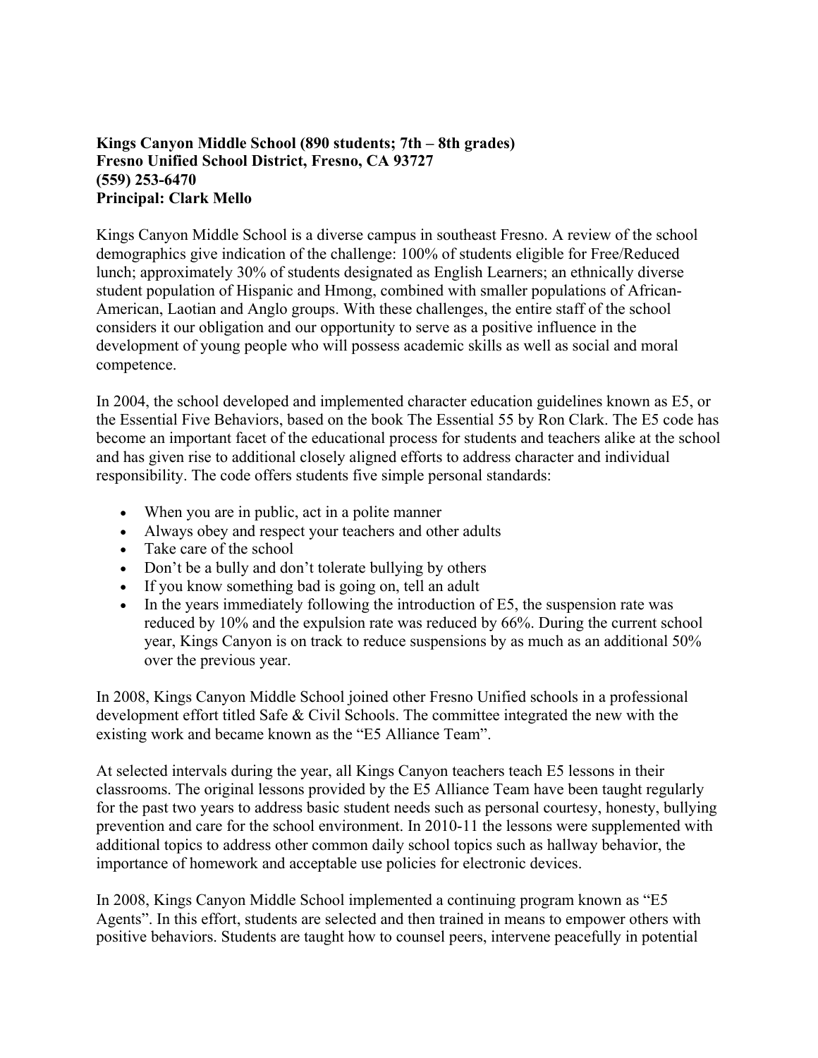**Kings Canyon Middle School (890 students; 7th – 8th grades)**
**Fresno Unified School District, Fresno, CA 93727**
**(559) 253-6470**
**Principal: Clark Mello**

Kings Canyon Middle School is a diverse campus in southeast Fresno. A review of the school demographics give indication of the challenge: 100% of students eligible for Free/Reduced lunch; approximately 30% of students designated as English Learners; an ethnically diverse student population of Hispanic and Hmong, combined with smaller populations of African-American, Laotian and Anglo groups. With these challenges, the entire staff of the school considers it our obligation and our opportunity to serve as a positive influence in the development of young people who will possess academic skills as well as social and moral competence.

In 2004, the school developed and implemented character education guidelines known as E5, or the Essential Five Behaviors, based on the book The Essential 55 by Ron Clark. The E5 code has become an important facet of the educational process for students and teachers alike at the school and has given rise to additional closely aligned efforts to address character and individual responsibility. The code offers students five simple personal standards:

- When you are in public, act in a polite manner
- Always obey and respect your teachers and other adults
- Take care of the school
- Don't be a bully and don't tolerate bullying by others
- If you know something bad is going on, tell an adult
- In the years immediately following the introduction of E5, the suspension rate was reduced by 10% and the expulsion rate was reduced by 66%. During the current school year, Kings Canyon is on track to reduce suspensions by as much as an additional 50% over the previous year.

In 2008, Kings Canyon Middle School joined other Fresno Unified schools in a professional development effort titled Safe & Civil Schools. The committee integrated the new with the existing work and became known as the "E5 Alliance Team".

At selected intervals during the year, all Kings Canyon teachers teach E5 lessons in their classrooms. The original lessons provided by the E5 Alliance Team have been taught regularly for the past two years to address basic student needs such as personal courtesy, honesty, bullying prevention and care for the school environment. In 2010-11 the lessons were supplemented with additional topics to address other common daily school topics such as hallway behavior, the importance of homework and acceptable use policies for electronic devices.

In 2008, Kings Canyon Middle School implemented a continuing program known as "E5 Agents". In this effort, students are selected and then trained in means to empower others with positive behaviors. Students are taught how to counsel peers, intervene peacefully in potential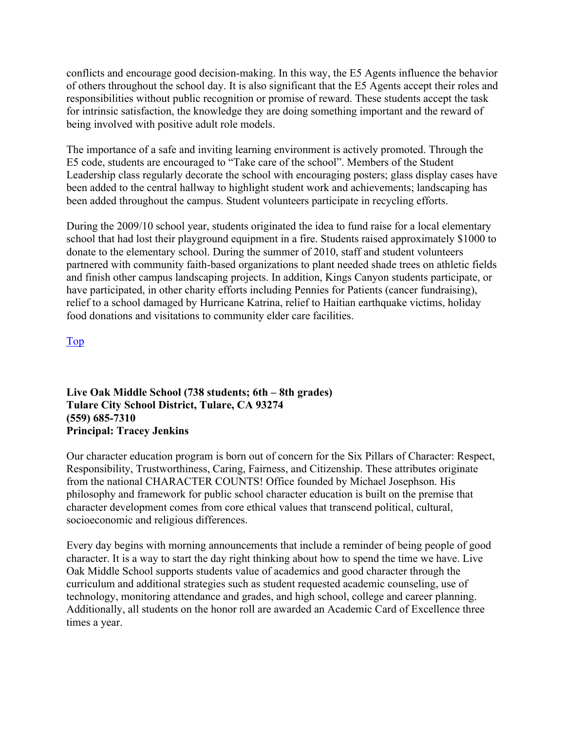conflicts and encourage good decision-making. In this way, the E5 Agents influence the behavior of others throughout the school day. It is also significant that the E5 Agents accept their roles and responsibilities without public recognition or promise of reward. These students accept the task for intrinsic satisfaction, the knowledge they are doing something important and the reward of being involved with positive adult role models.

The importance of a safe and inviting learning environment is actively promoted. Through the E5 code, students are encouraged to "Take care of the school". Members of the Student Leadership class regularly decorate the school with encouraging posters; glass display cases have been added to the central hallway to highlight student work and achievements; landscaping has been added throughout the campus. Student volunteers participate in recycling efforts.

During the 2009/10 school year, students originated the idea to fund raise for a local elementary school that had lost their playground equipment in a fire. Students raised approximately $1000 to donate to the elementary school. During the summer of 2010, staff and student volunteers partnered with community faith-based organizations to plant needed shade trees on athletic fields and finish other campus landscaping projects. In addition, Kings Canyon students participate, or have participated, in other charity efforts including Pennies for Patients (cancer fundraising), relief to a school damaged by Hurricane Katrina, relief to Haitian earthquake victims, holiday food donations and visitations to community elder care facilities.

Top

**Live Oak Middle School (738 students; 6th – 8th grades)**
**Tulare City School District, Tulare, CA 93274**
**(559) 685-7310**
**Principal: Tracey Jenkins**

Our character education program is born out of concern for the Six Pillars of Character: Respect, Responsibility, Trustworthiness, Caring, Fairness, and Citizenship. These attributes originate from the national CHARACTER COUNTS! Office founded by Michael Josephson. His philosophy and framework for public school character education is built on the premise that character development comes from core ethical values that transcend political, cultural, socioeconomic and religious differences.

Every day begins with morning announcements that include a reminder of being people of good character. It is a way to start the day right thinking about how to spend the time we have. Live Oak Middle School supports students value of academics and good character through the curriculum and additional strategies such as student requested academic counseling, use of technology, monitoring attendance and grades, and high school, college and career planning. Additionally, all students on the honor roll are awarded an Academic Card of Excellence three times a year.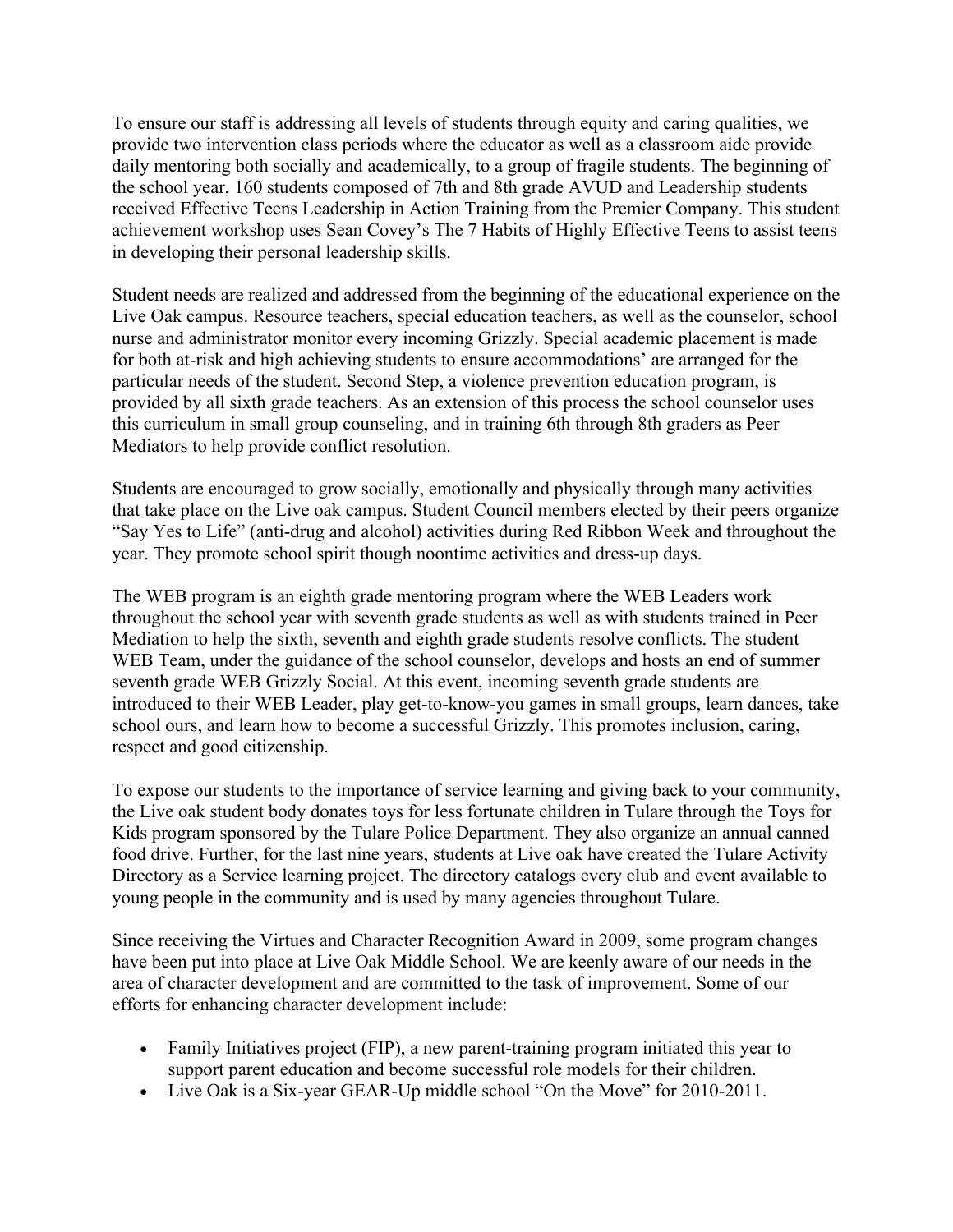To ensure our staff is addressing all levels of students through equity and caring qualities, we provide two intervention class periods where the educator as well as a classroom aide provide daily mentoring both socially and academically, to a group of fragile students. The beginning of the school year, 160 students composed of 7th and 8th grade AVUD and Leadership students received Effective Teens Leadership in Action Training from the Premier Company. This student achievement workshop uses Sean Covey's The 7 Habits of Highly Effective Teens to assist teens in developing their personal leadership skills.

Student needs are realized and addressed from the beginning of the educational experience on the Live Oak campus. Resource teachers, special education teachers, as well as the counselor, school nurse and administrator monitor every incoming Grizzly. Special academic placement is made for both at-risk and high achieving students to ensure accommodations' are arranged for the particular needs of the student. Second Step, a violence prevention education program, is provided by all sixth grade teachers. As an extension of this process the school counselor uses this curriculum in small group counseling, and in training 6th through 8th graders as Peer Mediators to help provide conflict resolution.

Students are encouraged to grow socially, emotionally and physically through many activities that take place on the Live oak campus. Student Council members elected by their peers organize "Say Yes to Life" (anti-drug and alcohol) activities during Red Ribbon Week and throughout the year. They promote school spirit though noontime activities and dress-up days.

The WEB program is an eighth grade mentoring program where the WEB Leaders work throughout the school year with seventh grade students as well as with students trained in Peer Mediation to help the sixth, seventh and eighth grade students resolve conflicts. The student WEB Team, under the guidance of the school counselor, develops and hosts an end of summer seventh grade WEB Grizzly Social. At this event, incoming seventh grade students are introduced to their WEB Leader, play get-to-know-you games in small groups, learn dances, take school ours, and learn how to become a successful Grizzly. This promotes inclusion, caring, respect and good citizenship.

To expose our students to the importance of service learning and giving back to your community, the Live oak student body donates toys for less fortunate children in Tulare through the Toys for Kids program sponsored by the Tulare Police Department. They also organize an annual canned food drive. Further, for the last nine years, students at Live oak have created the Tulare Activity Directory as a Service learning project. The directory catalogs every club and event available to young people in the community and is used by many agencies throughout Tulare.

Since receiving the Virtues and Character Recognition Award in 2009, some program changes have been put into place at Live Oak Middle School. We are keenly aware of our needs in the area of character development and are committed to the task of improvement. Some of our efforts for enhancing character development include:

- Family Initiatives project (FIP), a new parent-training program initiated this year to support parent education and become successful role models for their children.
- Live Oak is a Six-year GEAR-Up middle school "On the Move" for 2010-2011.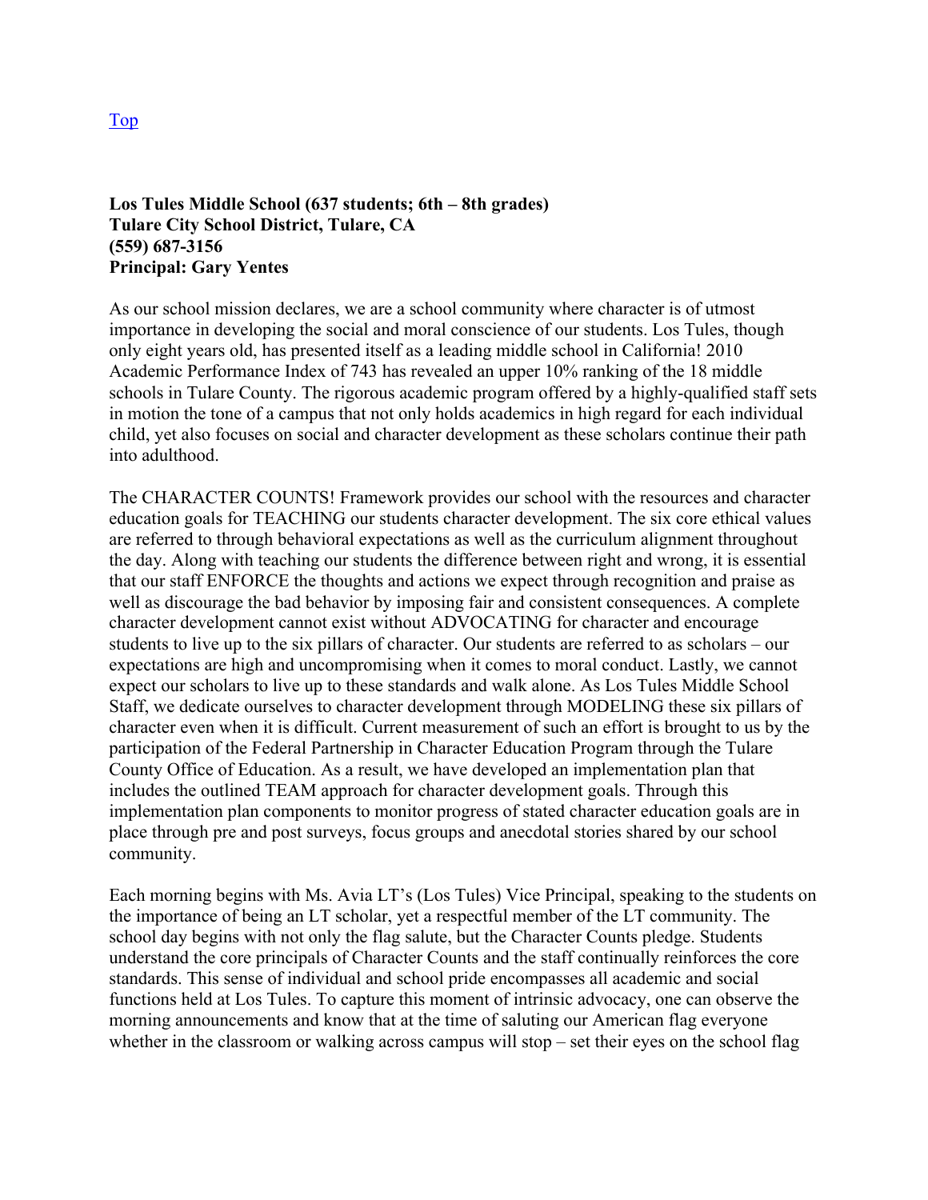Top

**Los Tules Middle School (637 students; 6th – 8th grades)**
**Tulare City School District, Tulare, CA**
**(559) 687-3156**
**Principal: Gary Yentes**

As our school mission declares, we are a school community where character is of utmost importance in developing the social and moral conscience of our students. Los Tules, though only eight years old, has presented itself as a leading middle school in California! 2010 Academic Performance Index of 743 has revealed an upper 10% ranking of the 18 middle schools in Tulare County. The rigorous academic program offered by a highly-qualified staff sets in motion the tone of a campus that not only holds academics in high regard for each individual child, yet also focuses on social and character development as these scholars continue their path into adulthood.

The CHARACTER COUNTS! Framework provides our school with the resources and character education goals for TEACHING our students character development. The six core ethical values are referred to through behavioral expectations as well as the curriculum alignment throughout the day. Along with teaching our students the difference between right and wrong, it is essential that our staff ENFORCE the thoughts and actions we expect through recognition and praise as well as discourage the bad behavior by imposing fair and consistent consequences. A complete character development cannot exist without ADVOCATING for character and encourage students to live up to the six pillars of character. Our students are referred to as scholars – our expectations are high and uncompromising when it comes to moral conduct. Lastly, we cannot expect our scholars to live up to these standards and walk alone. As Los Tules Middle School Staff, we dedicate ourselves to character development through MODELING these six pillars of character even when it is difficult. Current measurement of such an effort is brought to us by the participation of the Federal Partnership in Character Education Program through the Tulare County Office of Education. As a result, we have developed an implementation plan that includes the outlined TEAM approach for character development goals. Through this implementation plan components to monitor progress of stated character education goals are in place through pre and post surveys, focus groups and anecdotal stories shared by our school community.

Each morning begins with Ms. Avia LT's (Los Tules) Vice Principal, speaking to the students on the importance of being an LT scholar, yet a respectful member of the LT community. The school day begins with not only the flag salute, but the Character Counts pledge. Students understand the core principals of Character Counts and the staff continually reinforces the core standards. This sense of individual and school pride encompasses all academic and social functions held at Los Tules. To capture this moment of intrinsic advocacy, one can observe the morning announcements and know that at the time of saluting our American flag everyone whether in the classroom or walking across campus will stop – set their eyes on the school flag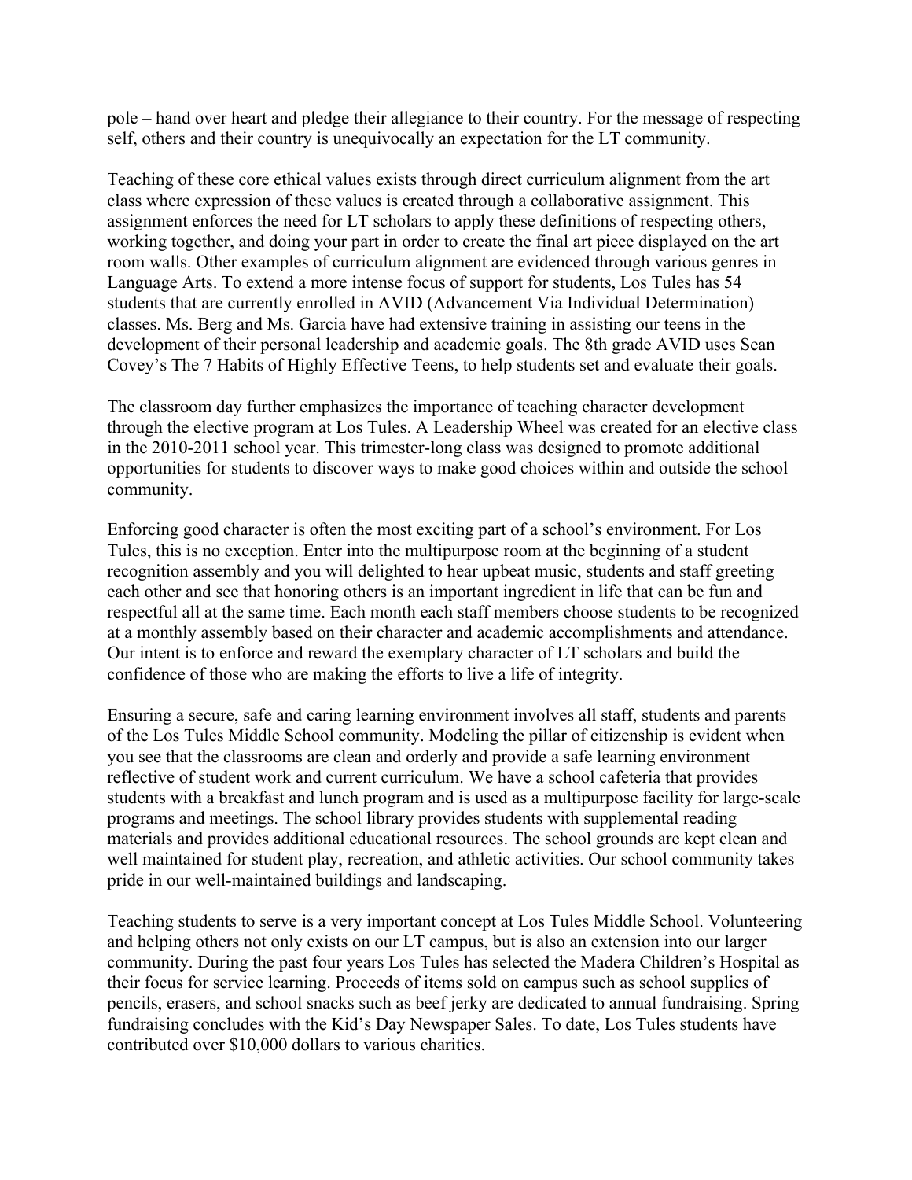pole – hand over heart and pledge their allegiance to their country. For the message of respecting self, others and their country is unequivocally an expectation for the LT community.

Teaching of these core ethical values exists through direct curriculum alignment from the art class where expression of these values is created through a collaborative assignment. This assignment enforces the need for LT scholars to apply these definitions of respecting others, working together, and doing your part in order to create the final art piece displayed on the art room walls. Other examples of curriculum alignment are evidenced through various genres in Language Arts. To extend a more intense focus of support for students, Los Tules has 54 students that are currently enrolled in AVID (Advancement Via Individual Determination) classes. Ms. Berg and Ms. Garcia have had extensive training in assisting our teens in the development of their personal leadership and academic goals. The 8th grade AVID uses Sean Covey's The 7 Habits of Highly Effective Teens, to help students set and evaluate their goals.

The classroom day further emphasizes the importance of teaching character development through the elective program at Los Tules. A Leadership Wheel was created for an elective class in the 2010-2011 school year. This trimester-long class was designed to promote additional opportunities for students to discover ways to make good choices within and outside the school community.

Enforcing good character is often the most exciting part of a school's environment. For Los Tules, this is no exception. Enter into the multipurpose room at the beginning of a student recognition assembly and you will delighted to hear upbeat music, students and staff greeting each other and see that honoring others is an important ingredient in life that can be fun and respectful all at the same time. Each month each staff members choose students to be recognized at a monthly assembly based on their character and academic accomplishments and attendance. Our intent is to enforce and reward the exemplary character of LT scholars and build the confidence of those who are making the efforts to live a life of integrity.

Ensuring a secure, safe and caring learning environment involves all staff, students and parents of the Los Tules Middle School community. Modeling the pillar of citizenship is evident when you see that the classrooms are clean and orderly and provide a safe learning environment reflective of student work and current curriculum. We have a school cafeteria that provides students with a breakfast and lunch program and is used as a multipurpose facility for large-scale programs and meetings. The school library provides students with supplemental reading materials and provides additional educational resources. The school grounds are kept clean and well maintained for student play, recreation, and athletic activities. Our school community takes pride in our well-maintained buildings and landscaping.

Teaching students to serve is a very important concept at Los Tules Middle School. Volunteering and helping others not only exists on our LT campus, but is also an extension into our larger community. During the past four years Los Tules has selected the Madera Children's Hospital as their focus for service learning. Proceeds of items sold on campus such as school supplies of pencils, erasers, and school snacks such as beef jerky are dedicated to annual fundraising. Spring fundraising concludes with the Kid's Day Newspaper Sales. To date, Los Tules students have contributed over $10,000 dollars to various charities.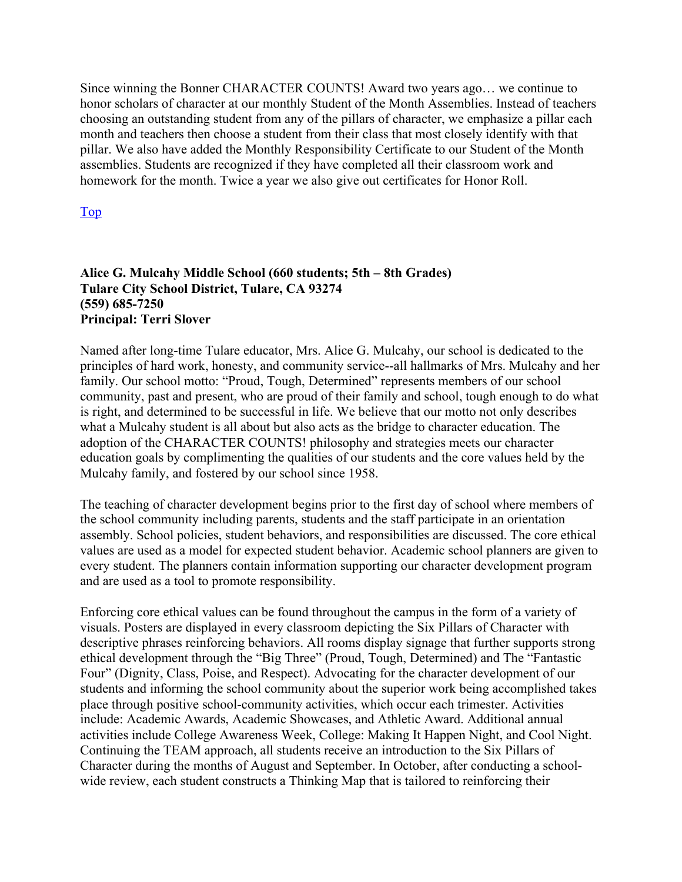Since winning the Bonner CHARACTER COUNTS! Award two years ago… we continue to honor scholars of character at our monthly Student of the Month Assemblies. Instead of teachers choosing an outstanding student from any of the pillars of character, we emphasize a pillar each month and teachers then choose a student from their class that most closely identify with that pillar. We also have added the Monthly Responsibility Certificate to our Student of the Month assemblies. Students are recognized if they have completed all their classroom work and homework for the month. Twice a year we also give out certificates for Honor Roll.

Top

**Alice G. Mulcahy Middle School (660 students; 5th – 8th Grades)**
**Tulare City School District, Tulare, CA 93274**
**(559) 685-7250**
**Principal: Terri Slover**

Named after long-time Tulare educator, Mrs. Alice G. Mulcahy, our school is dedicated to the principles of hard work, honesty, and community service--all hallmarks of Mrs. Mulcahy and her family. Our school motto: "Proud, Tough, Determined" represents members of our school community, past and present, who are proud of their family and school, tough enough to do what is right, and determined to be successful in life. We believe that our motto not only describes what a Mulcahy student is all about but also acts as the bridge to character education. The adoption of the CHARACTER COUNTS! philosophy and strategies meets our character education goals by complimenting the qualities of our students and the core values held by the Mulcahy family, and fostered by our school since 1958.

The teaching of character development begins prior to the first day of school where members of the school community including parents, students and the staff participate in an orientation assembly. School policies, student behaviors, and responsibilities are discussed. The core ethical values are used as a model for expected student behavior. Academic school planners are given to every student. The planners contain information supporting our character development program and are used as a tool to promote responsibility.

Enforcing core ethical values can be found throughout the campus in the form of a variety of visuals. Posters are displayed in every classroom depicting the Six Pillars of Character with descriptive phrases reinforcing behaviors. All rooms display signage that further supports strong ethical development through the "Big Three" (Proud, Tough, Determined) and The "Fantastic Four" (Dignity, Class, Poise, and Respect). Advocating for the character development of our students and informing the school community about the superior work being accomplished takes place through positive school-community activities, which occur each trimester. Activities include: Academic Awards, Academic Showcases, and Athletic Award. Additional annual activities include College Awareness Week, College: Making It Happen Night, and Cool Night. Continuing the TEAM approach, all students receive an introduction to the Six Pillars of Character during the months of August and September. In October, after conducting a school-wide review, each student constructs a Thinking Map that is tailored to reinforcing their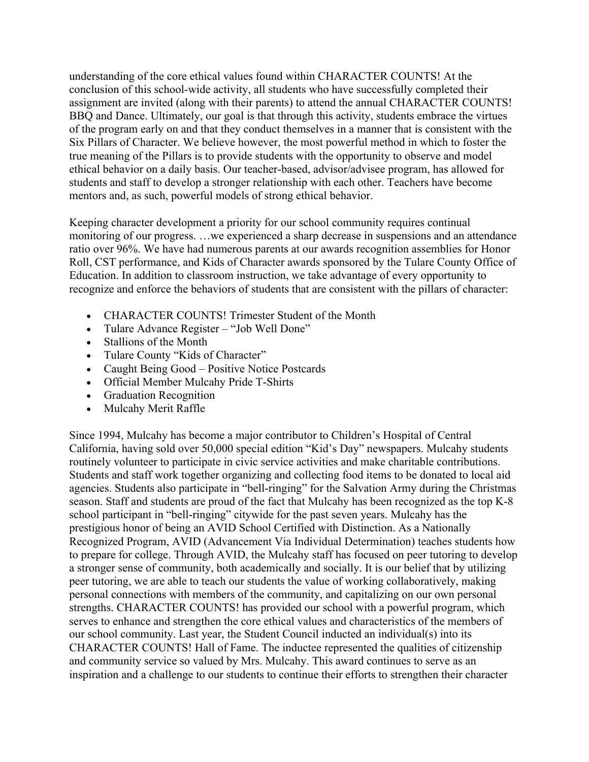understanding of the core ethical values found within CHARACTER COUNTS! At the conclusion of this school-wide activity, all students who have successfully completed their assignment are invited (along with their parents) to attend the annual CHARACTER COUNTS! BBQ and Dance. Ultimately, our goal is that through this activity, students embrace the virtues of the program early on and that they conduct themselves in a manner that is consistent with the Six Pillars of Character. We believe however, the most powerful method in which to foster the true meaning of the Pillars is to provide students with the opportunity to observe and model ethical behavior on a daily basis. Our teacher-based, advisor/advisee program, has allowed for students and staff to develop a stronger relationship with each other. Teachers have become mentors and, as such, powerful models of strong ethical behavior.

Keeping character development a priority for our school community requires continual monitoring of our progress. …we experienced a sharp decrease in suspensions and an attendance ratio over 96%. We have had numerous parents at our awards recognition assemblies for Honor Roll, CST performance, and Kids of Character awards sponsored by the Tulare County Office of Education. In addition to classroom instruction, we take advantage of every opportunity to recognize and enforce the behaviors of students that are consistent with the pillars of character:

- CHARACTER COUNTS! Trimester Student of the Month
- Tulare Advance Register – "Job Well Done"
- Stallions of the Month
- Tulare County "Kids of Character"
- Caught Being Good – Positive Notice Postcards
- Official Member Mulcahy Pride T-Shirts
- Graduation Recognition
- Mulcahy Merit Raffle

Since 1994, Mulcahy has become a major contributor to Children's Hospital of Central California, having sold over 50,000 special edition "Kid's Day" newspapers. Mulcahy students routinely volunteer to participate in civic service activities and make charitable contributions. Students and staff work together organizing and collecting food items to be donated to local aid agencies. Students also participate in "bell-ringing" for the Salvation Army during the Christmas season. Staff and students are proud of the fact that Mulcahy has been recognized as the top K-8 school participant in "bell-ringing" citywide for the past seven years. Mulcahy has the prestigious honor of being an AVID School Certified with Distinction. As a Nationally Recognized Program, AVID (Advancement Via Individual Determination) teaches students how to prepare for college. Through AVID, the Mulcahy staff has focused on peer tutoring to develop a stronger sense of community, both academically and socially. It is our belief that by utilizing peer tutoring, we are able to teach our students the value of working collaboratively, making personal connections with members of the community, and capitalizing on our own personal strengths. CHARACTER COUNTS! has provided our school with a powerful program, which serves to enhance and strengthen the core ethical values and characteristics of the members of our school community. Last year, the Student Council inducted an individual(s) into its CHARACTER COUNTS! Hall of Fame. The inductee represented the qualities of citizenship and community service so valued by Mrs. Mulcahy. This award continues to serve as an inspiration and a challenge to our students to continue their efforts to strengthen their character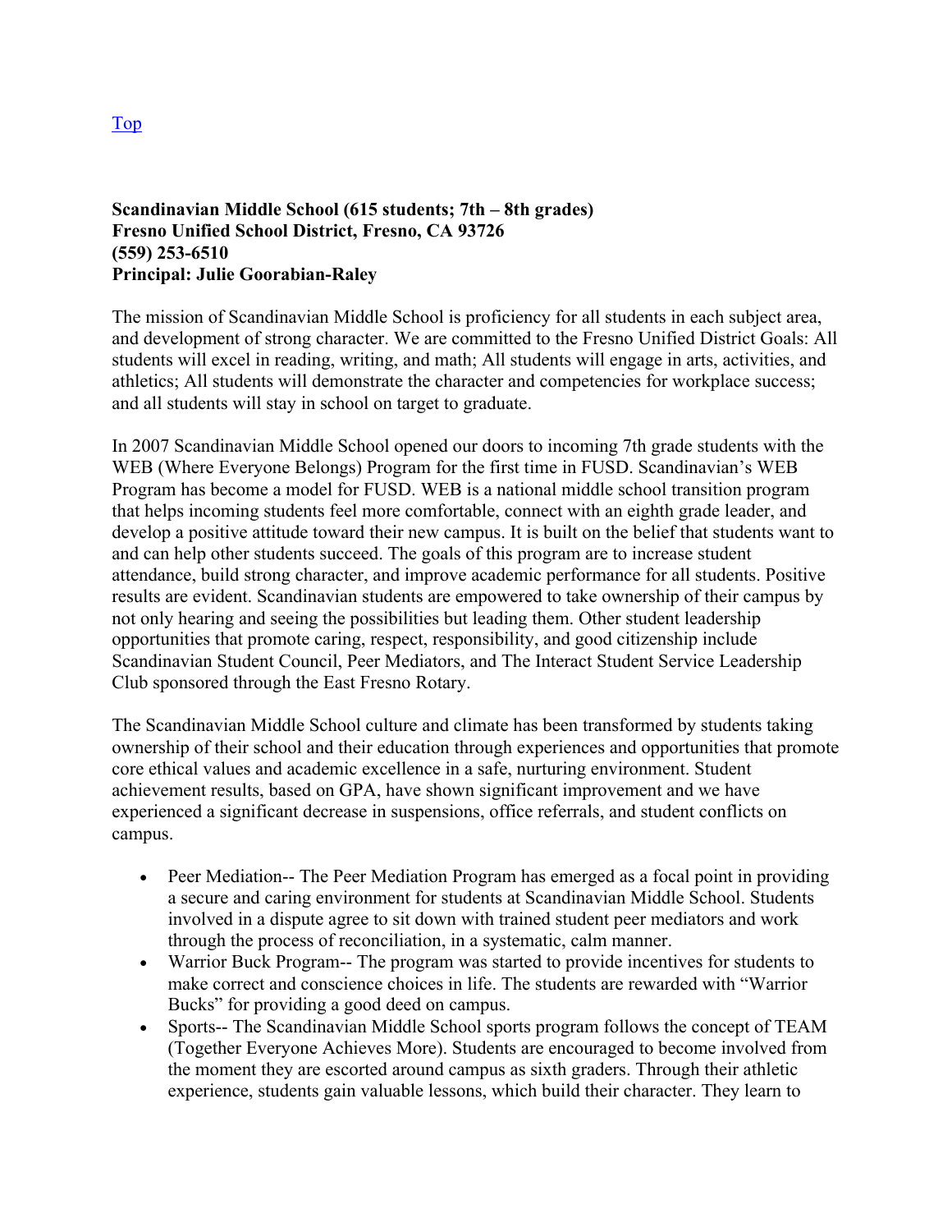Top

**Scandinavian Middle School (615 students; 7th – 8th grades)**
**Fresno Unified School District, Fresno, CA 93726**
**(559) 253-6510**
**Principal: Julie Goorabian-Raley**

The mission of Scandinavian Middle School is proficiency for all students in each subject area, and development of strong character. We are committed to the Fresno Unified District Goals: All students will excel in reading, writing, and math; All students will engage in arts, activities, and athletics; All students will demonstrate the character and competencies for workplace success; and all students will stay in school on target to graduate.

In 2007 Scandinavian Middle School opened our doors to incoming 7th grade students with the WEB (Where Everyone Belongs) Program for the first time in FUSD. Scandinavian's WEB Program has become a model for FUSD. WEB is a national middle school transition program that helps incoming students feel more comfortable, connect with an eighth grade leader, and develop a positive attitude toward their new campus. It is built on the belief that students want to and can help other students succeed. The goals of this program are to increase student attendance, build strong character, and improve academic performance for all students. Positive results are evident. Scandinavian students are empowered to take ownership of their campus by not only hearing and seeing the possibilities but leading them. Other student leadership opportunities that promote caring, respect, responsibility, and good citizenship include Scandinavian Student Council, Peer Mediators, and The Interact Student Service Leadership Club sponsored through the East Fresno Rotary.

The Scandinavian Middle School culture and climate has been transformed by students taking ownership of their school and their education through experiences and opportunities that promote core ethical values and academic excellence in a safe, nurturing environment. Student achievement results, based on GPA, have shown significant improvement and we have experienced a significant decrease in suspensions, office referrals, and student conflicts on campus.

- Peer Mediation-- The Peer Mediation Program has emerged as a focal point in providing a secure and caring environment for students at Scandinavian Middle School. Students involved in a dispute agree to sit down with trained student peer mediators and work through the process of reconciliation, in a systematic, calm manner.
- Warrior Buck Program-- The program was started to provide incentives for students to make correct and conscience choices in life. The students are rewarded with "Warrior Bucks" for providing a good deed on campus.
- Sports-- The Scandinavian Middle School sports program follows the concept of TEAM (Together Everyone Achieves More). Students are encouraged to become involved from the moment they are escorted around campus as sixth graders. Through their athletic experience, students gain valuable lessons, which build their character. They learn to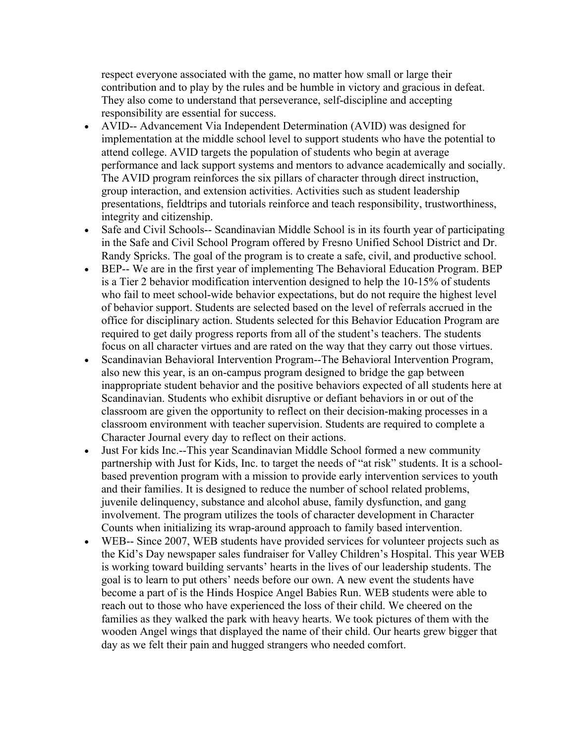respect everyone associated with the game, no matter how small or large their contribution and to play by the rules and be humble in victory and gracious in defeat. They also come to understand that perseverance, self-discipline and accepting responsibility are essential for success.

- AVID-- Advancement Via Independent Determination (AVID) was designed for implementation at the middle school level to support students who have the potential to attend college. AVID targets the population of students who begin at average performance and lack support systems and mentors to advance academically and socially. The AVID program reinforces the six pillars of character through direct instruction, group interaction, and extension activities. Activities such as student leadership presentations, fieldtrips and tutorials reinforce and teach responsibility, trustworthiness, integrity and citizenship.
- Safe and Civil Schools-- Scandinavian Middle School is in its fourth year of participating in the Safe and Civil School Program offered by Fresno Unified School District and Dr. Randy Spricks. The goal of the program is to create a safe, civil, and productive school.
- BEP-- We are in the first year of implementing The Behavioral Education Program. BEP is a Tier 2 behavior modification intervention designed to help the 10-15% of students who fail to meet school-wide behavior expectations, but do not require the highest level of behavior support. Students are selected based on the level of referrals accrued in the office for disciplinary action. Students selected for this Behavior Education Program are required to get daily progress reports from all of the student's teachers. The students focus on all character virtues and are rated on the way that they carry out those virtues.
- Scandinavian Behavioral Intervention Program--The Behavioral Intervention Program, also new this year, is an on-campus program designed to bridge the gap between inappropriate student behavior and the positive behaviors expected of all students here at Scandinavian. Students who exhibit disruptive or defiant behaviors in or out of the classroom are given the opportunity to reflect on their decision-making processes in a classroom environment with teacher supervision. Students are required to complete a Character Journal every day to reflect on their actions.
- Just For kids Inc.--This year Scandinavian Middle School formed a new community partnership with Just for Kids, Inc. to target the needs of "at risk" students. It is a school-based prevention program with a mission to provide early intervention services to youth and their families. It is designed to reduce the number of school related problems, juvenile delinquency, substance and alcohol abuse, family dysfunction, and gang involvement. The program utilizes the tools of character development in Character Counts when initializing its wrap-around approach to family based intervention.
- WEB-- Since 2007, WEB students have provided services for volunteer projects such as the Kid's Day newspaper sales fundraiser for Valley Children's Hospital. This year WEB is working toward building servants' hearts in the lives of our leadership students. The goal is to learn to put others' needs before our own. A new event the students have become a part of is the Hinds Hospice Angel Babies Run. WEB students were able to reach out to those who have experienced the loss of their child. We cheered on the families as they walked the park with heavy hearts. We took pictures of them with the wooden Angel wings that displayed the name of their child. Our hearts grew bigger that day as we felt their pain and hugged strangers who needed comfort.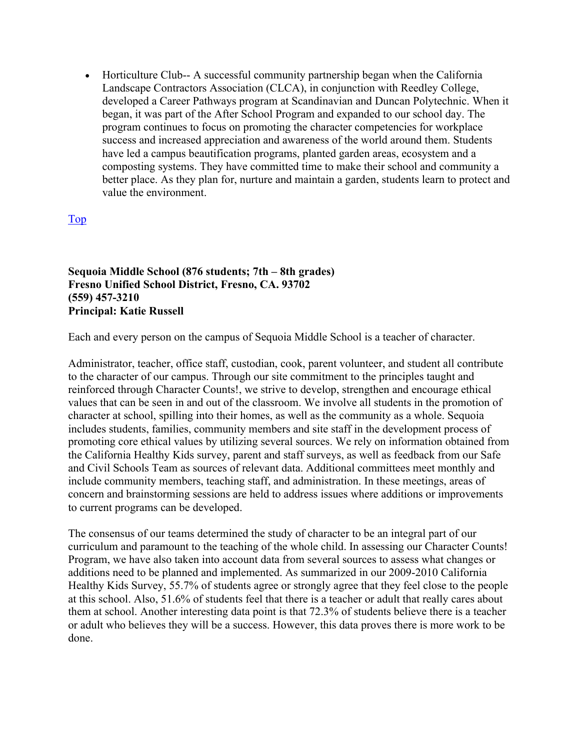- Horticulture Club-- A successful community partnership began when the California Landscape Contractors Association (CLCA), in conjunction with Reedley College, developed a Career Pathways program at Scandinavian and Duncan Polytechnic. When it began, it was part of the After School Program and expanded to our school day. The program continues to focus on promoting the character competencies for workplace success and increased appreciation and awareness of the world around them. Students have led a campus beautification programs, planted garden areas, ecosystem and a composting systems. They have committed time to make their school and community a better place. As they plan for, nurture and maintain a garden, students learn to protect and value the environment.

Top

**Sequoia Middle School (876 students; 7th – 8th grades)**
**Fresno Unified School District, Fresno, CA. 93702**
**(559) 457-3210**
**Principal: Katie Russell**

Each and every person on the campus of Sequoia Middle School is a teacher of character.

Administrator, teacher, office staff, custodian, cook, parent volunteer, and student all contribute to the character of our campus. Through our site commitment to the principles taught and reinforced through Character Counts!, we strive to develop, strengthen and encourage ethical values that can be seen in and out of the classroom. We involve all students in the promotion of character at school, spilling into their homes, as well as the community as a whole. Sequoia includes students, families, community members and site staff in the development process of promoting core ethical values by utilizing several sources. We rely on information obtained from the California Healthy Kids survey, parent and staff surveys, as well as feedback from our Safe and Civil Schools Team as sources of relevant data. Additional committees meet monthly and include community members, teaching staff, and administration. In these meetings, areas of concern and brainstorming sessions are held to address issues where additions or improvements to current programs can be developed.

The consensus of our teams determined the study of character to be an integral part of our curriculum and paramount to the teaching of the whole child. In assessing our Character Counts! Program, we have also taken into account data from several sources to assess what changes or additions need to be planned and implemented. As summarized in our 2009-2010 California Healthy Kids Survey, 55.7% of students agree or strongly agree that they feel close to the people at this school. Also, 51.6% of students feel that there is a teacher or adult that really cares about them at school. Another interesting data point is that 72.3% of students believe there is a teacher or adult who believes they will be a success. However, this data proves there is more work to be done.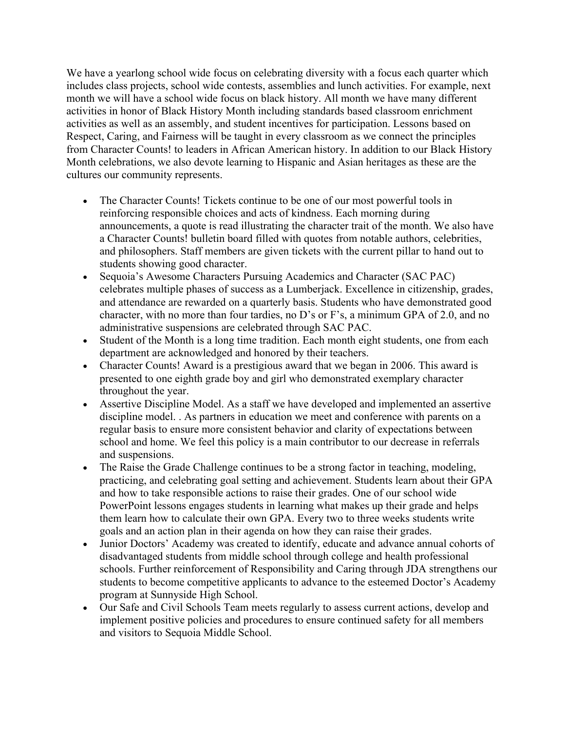We have a yearlong school wide focus on celebrating diversity with a focus each quarter which includes class projects, school wide contests, assemblies and lunch activities. For example, next month we will have a school wide focus on black history. All month we have many different activities in honor of Black History Month including standards based classroom enrichment activities as well as an assembly, and student incentives for participation. Lessons based on Respect, Caring, and Fairness will be taught in every classroom as we connect the principles from Character Counts! to leaders in African American history. In addition to our Black History Month celebrations, we also devote learning to Hispanic and Asian heritages as these are the cultures our community represents.

- The Character Counts! Tickets continue to be one of our most powerful tools in reinforcing responsible choices and acts of kindness. Each morning during announcements, a quote is read illustrating the character trait of the month. We also have a Character Counts! bulletin board filled with quotes from notable authors, celebrities, and philosophers. Staff members are given tickets with the current pillar to hand out to students showing good character.
- Sequoia's Awesome Characters Pursuing Academics and Character (SAC PAC) celebrates multiple phases of success as a Lumberjack. Excellence in citizenship, grades, and attendance are rewarded on a quarterly basis. Students who have demonstrated good character, with no more than four tardies, no D's or F's, a minimum GPA of 2.0, and no administrative suspensions are celebrated through SAC PAC.
- Student of the Month is a long time tradition. Each month eight students, one from each department are acknowledged and honored by their teachers.
- Character Counts! Award is a prestigious award that we began in 2006. This award is presented to one eighth grade boy and girl who demonstrated exemplary character throughout the year.
- Assertive Discipline Model. As a staff we have developed and implemented an assertive discipline model. . As partners in education we meet and conference with parents on a regular basis to ensure more consistent behavior and clarity of expectations between school and home. We feel this policy is a main contributor to our decrease in referrals and suspensions.
- The Raise the Grade Challenge continues to be a strong factor in teaching, modeling, practicing, and celebrating goal setting and achievement. Students learn about their GPA and how to take responsible actions to raise their grades. One of our school wide PowerPoint lessons engages students in learning what makes up their grade and helps them learn how to calculate their own GPA. Every two to three weeks students write goals and an action plan in their agenda on how they can raise their grades.
- Junior Doctors' Academy was created to identify, educate and advance annual cohorts of disadvantaged students from middle school through college and health professional schools. Further reinforcement of Responsibility and Caring through JDA strengthens our students to become competitive applicants to advance to the esteemed Doctor's Academy program at Sunnyside High School.
- Our Safe and Civil Schools Team meets regularly to assess current actions, develop and implement positive policies and procedures to ensure continued safety for all members and visitors to Sequoia Middle School.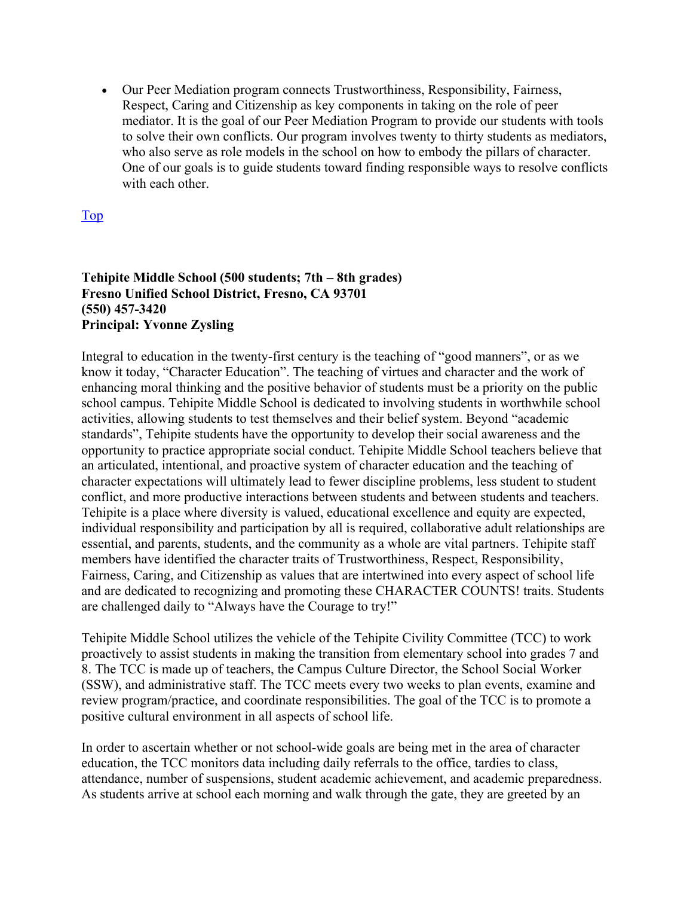- Our Peer Mediation program connects Trustworthiness, Responsibility, Fairness, Respect, Caring and Citizenship as key components in taking on the role of peer mediator. It is the goal of our Peer Mediation Program to provide our students with tools to solve their own conflicts. Our program involves twenty to thirty students as mediators, who also serve as role models in the school on how to embody the pillars of character. One of our goals is to guide students toward finding responsible ways to resolve conflicts with each other.

Top

**Tehipite Middle School (500 students; 7th – 8th grades)**
**Fresno Unified School District, Fresno, CA 93701**
**(550) 457-3420**
**Principal: Yvonne Zysling**

Integral to education in the twenty-first century is the teaching of "good manners", or as we know it today, "Character Education". The teaching of virtues and character and the work of enhancing moral thinking and the positive behavior of students must be a priority on the public school campus. Tehipite Middle School is dedicated to involving students in worthwhile school activities, allowing students to test themselves and their belief system. Beyond "academic standards", Tehipite students have the opportunity to develop their social awareness and the opportunity to practice appropriate social conduct. Tehipite Middle School teachers believe that an articulated, intentional, and proactive system of character education and the teaching of character expectations will ultimately lead to fewer discipline problems, less student to student conflict, and more productive interactions between students and between students and teachers. Tehipite is a place where diversity is valued, educational excellence and equity are expected, individual responsibility and participation by all is required, collaborative adult relationships are essential, and parents, students, and the community as a whole are vital partners. Tehipite staff members have identified the character traits of Trustworthiness, Respect, Responsibility, Fairness, Caring, and Citizenship as values that are intertwined into every aspect of school life and are dedicated to recognizing and promoting these CHARACTER COUNTS! traits. Students are challenged daily to "Always have the Courage to try!"

Tehipite Middle School utilizes the vehicle of the Tehipite Civility Committee (TCC) to work proactively to assist students in making the transition from elementary school into grades 7 and 8. The TCC is made up of teachers, the Campus Culture Director, the School Social Worker (SSW), and administrative staff. The TCC meets every two weeks to plan events, examine and review program/practice, and coordinate responsibilities. The goal of the TCC is to promote a positive cultural environment in all aspects of school life.

In order to ascertain whether or not school-wide goals are being met in the area of character education, the TCC monitors data including daily referrals to the office, tardies to class, attendance, number of suspensions, student academic achievement, and academic preparedness. As students arrive at school each morning and walk through the gate, they are greeted by an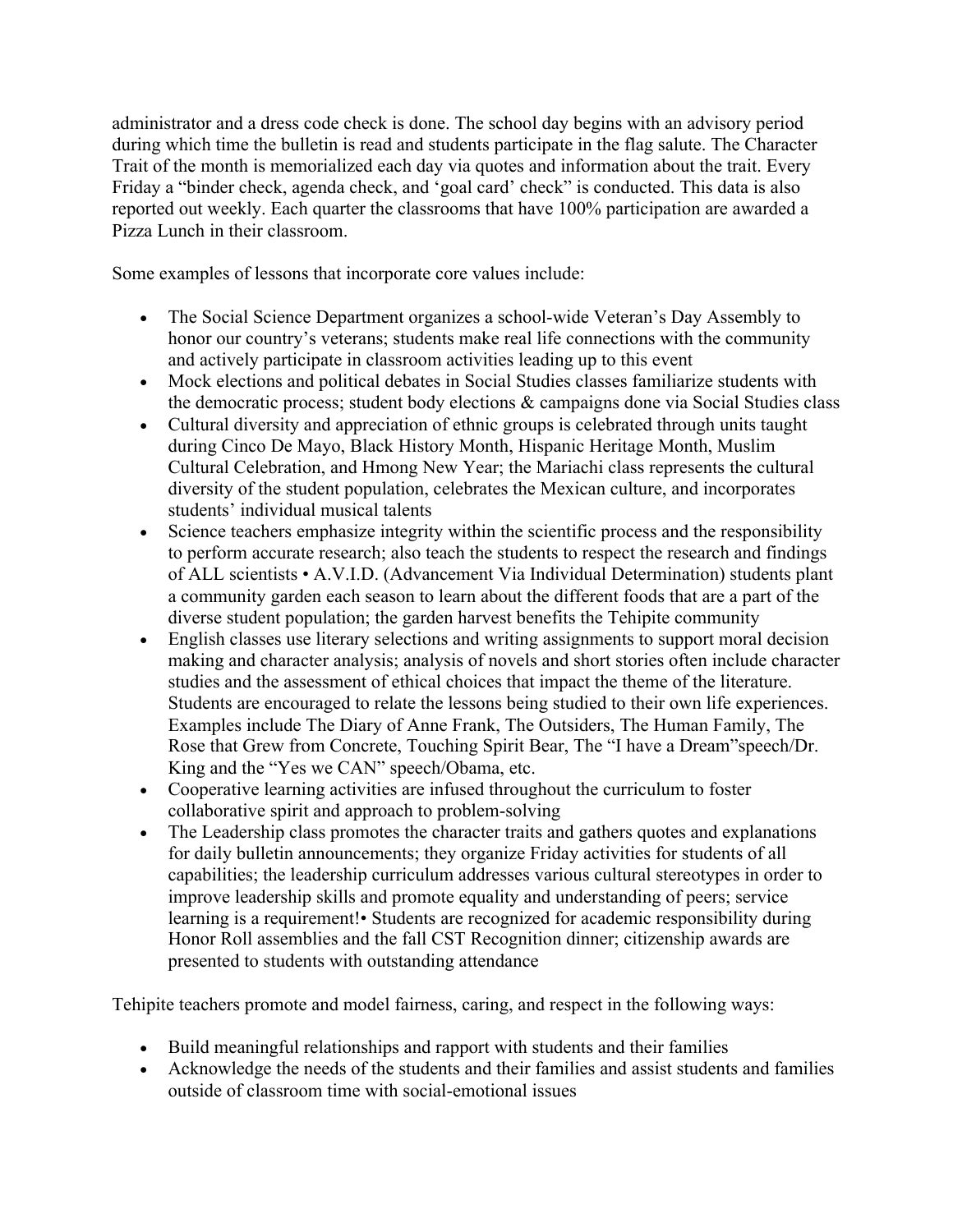administrator and a dress code check is done. The school day begins with an advisory period during which time the bulletin is read and students participate in the flag salute. The Character Trait of the month is memorialized each day via quotes and information about the trait. Every Friday a "binder check, agenda check, and 'goal card' check" is conducted. This data is also reported out weekly. Each quarter the classrooms that have 100% participation are awarded a Pizza Lunch in their classroom.

Some examples of lessons that incorporate core values include:

- The Social Science Department organizes a school-wide Veteran's Day Assembly to honor our country's veterans; students make real life connections with the community and actively participate in classroom activities leading up to this event
- Mock elections and political debates in Social Studies classes familiarize students with the democratic process; student body elections & campaigns done via Social Studies class
- Cultural diversity and appreciation of ethnic groups is celebrated through units taught during Cinco De Mayo, Black History Month, Hispanic Heritage Month, Muslim Cultural Celebration, and Hmong New Year; the Mariachi class represents the cultural diversity of the student population, celebrates the Mexican culture, and incorporates students' individual musical talents
- Science teachers emphasize integrity within the scientific process and the responsibility to perform accurate research; also teach the students to respect the research and findings of ALL scientists • A.V.I.D. (Advancement Via Individual Determination) students plant a community garden each season to learn about the different foods that are a part of the diverse student population; the garden harvest benefits the Tehipite community
- English classes use literary selections and writing assignments to support moral decision making and character analysis; analysis of novels and short stories often include character studies and the assessment of ethical choices that impact the theme of the literature. Students are encouraged to relate the lessons being studied to their own life experiences. Examples include The Diary of Anne Frank, The Outsiders, The Human Family, The Rose that Grew from Concrete, Touching Spirit Bear, The "I have a Dream"speech/Dr. King and the "Yes we CAN" speech/Obama, etc.
- Cooperative learning activities are infused throughout the curriculum to foster collaborative spirit and approach to problem-solving
- The Leadership class promotes the character traits and gathers quotes and explanations for daily bulletin announcements; they organize Friday activities for students of all capabilities; the leadership curriculum addresses various cultural stereotypes in order to improve leadership skills and promote equality and understanding of peers; service learning is a requirement!• Students are recognized for academic responsibility during Honor Roll assemblies and the fall CST Recognition dinner; citizenship awards are presented to students with outstanding attendance

Tehipite teachers promote and model fairness, caring, and respect in the following ways:

- Build meaningful relationships and rapport with students and their families
- Acknowledge the needs of the students and their families and assist students and families outside of classroom time with social-emotional issues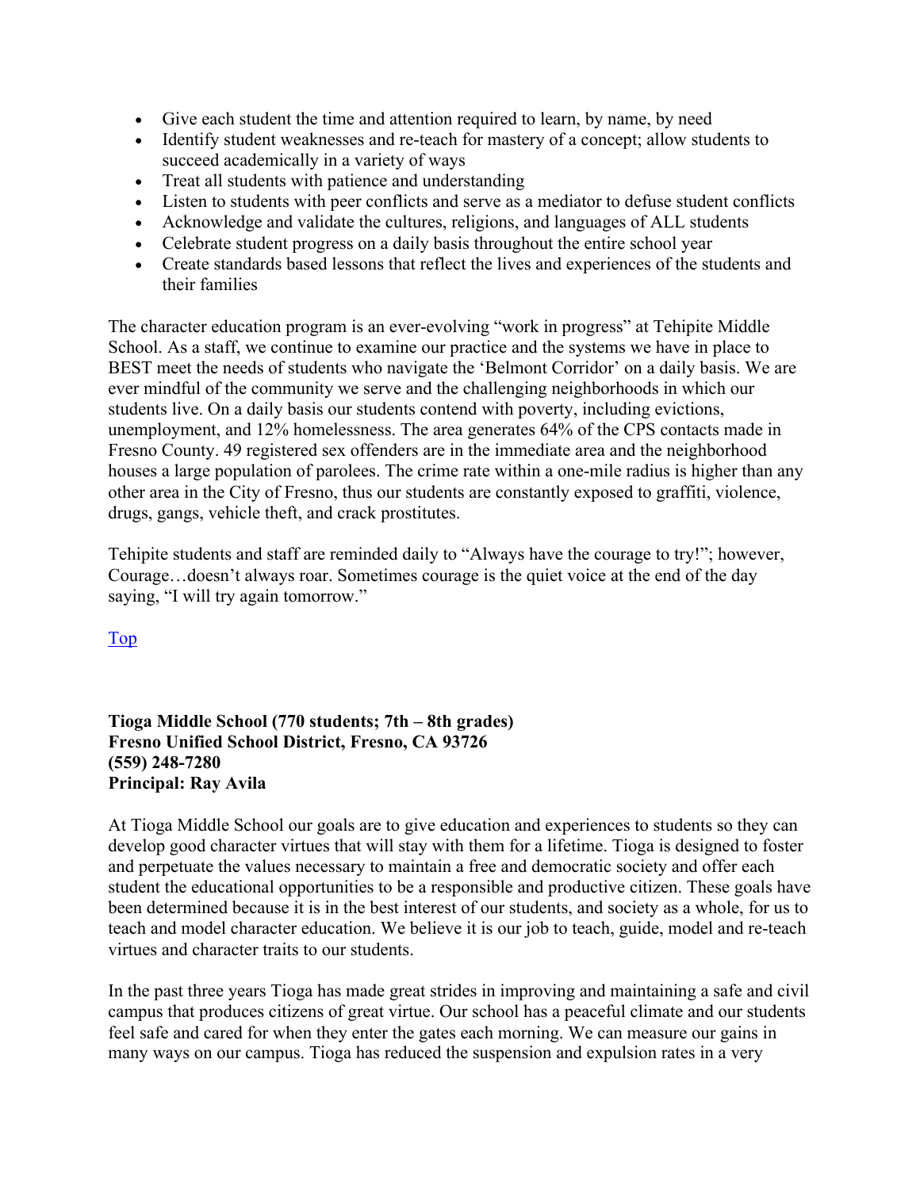- Give each student the time and attention required to learn, by name, by need
- Identify student weaknesses and re-teach for mastery of a concept; allow students to succeed academically in a variety of ways
- Treat all students with patience and understanding
- Listen to students with peer conflicts and serve as a mediator to defuse student conflicts
- Acknowledge and validate the cultures, religions, and languages of ALL students
- Celebrate student progress on a daily basis throughout the entire school year
- Create standards based lessons that reflect the lives and experiences of the students and their families

The character education program is an ever-evolving "work in progress" at Tehipite Middle School. As a staff, we continue to examine our practice and the systems we have in place to BEST meet the needs of students who navigate the 'Belmont Corridor' on a daily basis. We are ever mindful of the community we serve and the challenging neighborhoods in which our students live. On a daily basis our students contend with poverty, including evictions, unemployment, and 12% homelessness. The area generates 64% of the CPS contacts made in Fresno County. 49 registered sex offenders are in the immediate area and the neighborhood houses a large population of parolees. The crime rate within a one-mile radius is higher than any other area in the City of Fresno, thus our students are constantly exposed to graffiti, violence, drugs, gangs, vehicle theft, and crack prostitutes.

Tehipite students and staff are reminded daily to "Always have the courage to try!"; however, Courage…doesn't always roar. Sometimes courage is the quiet voice at the end of the day saying, "I will try again tomorrow."

Top

**Tioga Middle School (770 students; 7th – 8th grades)**
**Fresno Unified School District, Fresno, CA 93726**
**(559) 248-7280**
**Principal: Ray Avila**

At Tioga Middle School our goals are to give education and experiences to students so they can develop good character virtues that will stay with them for a lifetime. Tioga is designed to foster and perpetuate the values necessary to maintain a free and democratic society and offer each student the educational opportunities to be a responsible and productive citizen. These goals have been determined because it is in the best interest of our students, and society as a whole, for us to teach and model character education. We believe it is our job to teach, guide, model and re-teach virtues and character traits to our students.

In the past three years Tioga has made great strides in improving and maintaining a safe and civil campus that produces citizens of great virtue. Our school has a peaceful climate and our students feel safe and cared for when they enter the gates each morning. We can measure our gains in many ways on our campus. Tioga has reduced the suspension and expulsion rates in a very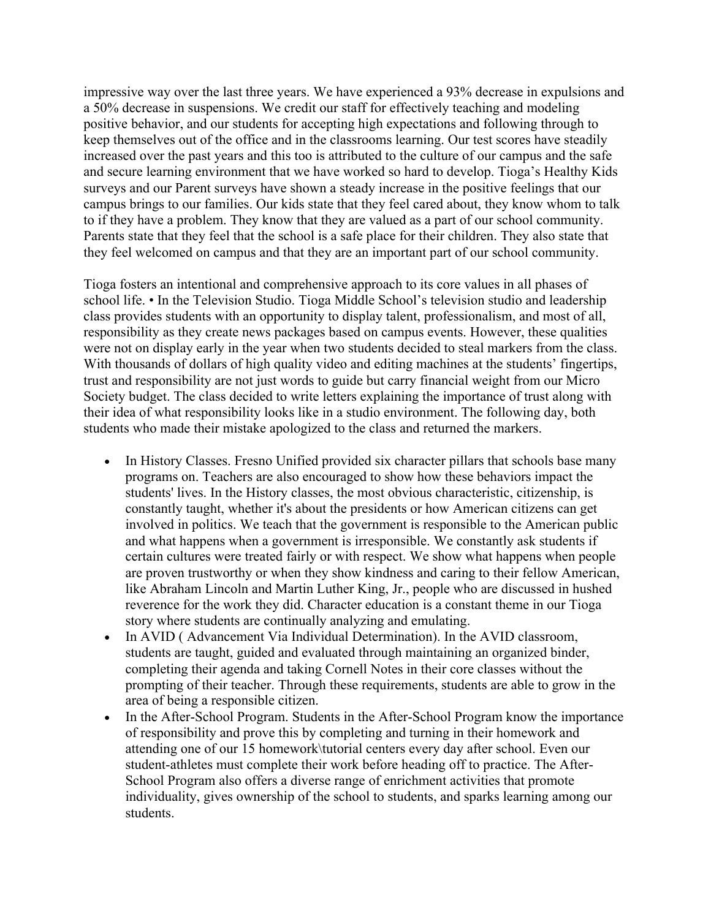impressive way over the last three years. We have experienced a 93% decrease in expulsions and a 50% decrease in suspensions. We credit our staff for effectively teaching and modeling positive behavior, and our students for accepting high expectations and following through to keep themselves out of the office and in the classrooms learning. Our test scores have steadily increased over the past years and this too is attributed to the culture of our campus and the safe and secure learning environment that we have worked so hard to develop. Tioga's Healthy Kids surveys and our Parent surveys have shown a steady increase in the positive feelings that our campus brings to our families. Our kids state that they feel cared about, they know whom to talk to if they have a problem. They know that they are valued as a part of our school community. Parents state that they feel that the school is a safe place for their children. They also state that they feel welcomed on campus and that they are an important part of our school community.

Tioga fosters an intentional and comprehensive approach to its core values in all phases of school life. • In the Television Studio. Tioga Middle School's television studio and leadership class provides students with an opportunity to display talent, professionalism, and most of all, responsibility as they create news packages based on campus events. However, these qualities were not on display early in the year when two students decided to steal markers from the class. With thousands of dollars of high quality video and editing machines at the students' fingertips, trust and responsibility are not just words to guide but carry financial weight from our Micro Society budget. The class decided to write letters explaining the importance of trust along with their idea of what responsibility looks like in a studio environment. The following day, both students who made their mistake apologized to the class and returned the markers.

- In History Classes. Fresno Unified provided six character pillars that schools base many programs on. Teachers are also encouraged to show how these behaviors impact the students' lives. In the History classes, the most obvious characteristic, citizenship, is constantly taught, whether it's about the presidents or how American citizens can get involved in politics. We teach that the government is responsible to the American public and what happens when a government is irresponsible. We constantly ask students if certain cultures were treated fairly or with respect. We show what happens when people are proven trustworthy or when they show kindness and caring to their fellow American, like Abraham Lincoln and Martin Luther King, Jr., people who are discussed in hushed reverence for the work they did. Character education is a constant theme in our Tioga story where students are continually analyzing and emulating.
- In AVID ( Advancement Via Individual Determination). In the AVID classroom, students are taught, guided and evaluated through maintaining an organized binder, completing their agenda and taking Cornell Notes in their core classes without the prompting of their teacher. Through these requirements, students are able to grow in the area of being a responsible citizen.
- In the After-School Program. Students in the After-School Program know the importance of responsibility and prove this by completing and turning in their homework and attending one of our 15 homework\tutorial centers every day after school. Even our student-athletes must complete their work before heading off to practice. The After-School Program also offers a diverse range of enrichment activities that promote individuality, gives ownership of the school to students, and sparks learning among our students.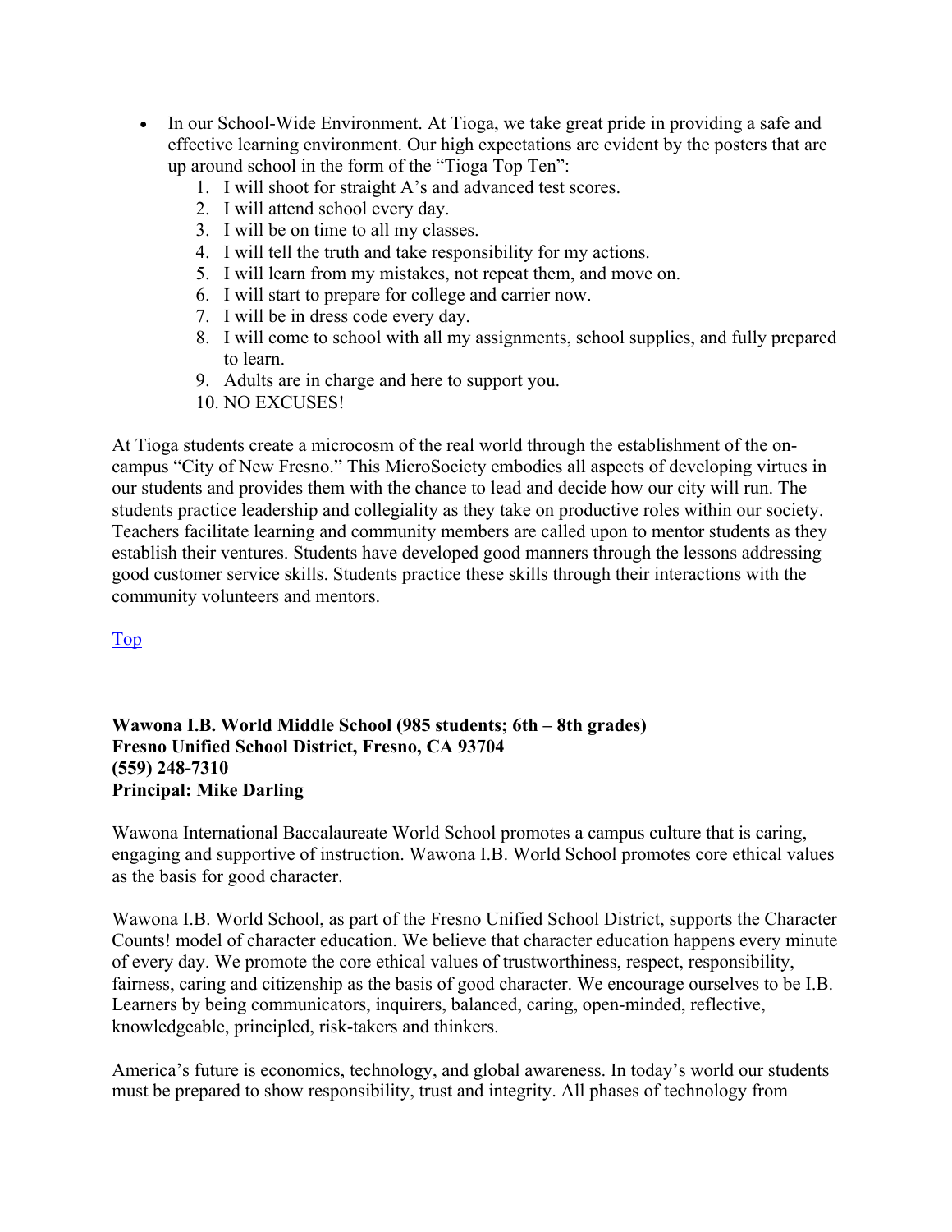- In our School-Wide Environment. At Tioga, we take great pride in providing a safe and effective learning environment. Our high expectations are evident by the posters that are up around school in the form of the "Tioga Top Ten":
    1. I will shoot for straight A's and advanced test scores.
    2. I will attend school every day.
    3. I will be on time to all my classes.
    4. I will tell the truth and take responsibility for my actions.
    5. I will learn from my mistakes, not repeat them, and move on.
    6. I will start to prepare for college and carrier now.
    7. I will be in dress code every day.
    8. I will come to school with all my assignments, school supplies, and fully prepared to learn.
    9. Adults are in charge and here to support you.
    10. NO EXCUSES!

At Tioga students create a microcosm of the real world through the establishment of the on-campus "City of New Fresno." This MicroSociety embodies all aspects of developing virtues in our students and provides them with the chance to lead and decide how our city will run. The students practice leadership and collegiality as they take on productive roles within our society. Teachers facilitate learning and community members are called upon to mentor students as they establish their ventures. Students have developed good manners through the lessons addressing good customer service skills. Students practice these skills through their interactions with the community volunteers and mentors.

Top

**Wawona I.B. World Middle School (985 students; 6th – 8th grades)**
**Fresno Unified School District, Fresno, CA 93704**
**(559) 248-7310**
**Principal: Mike Darling**

Wawona International Baccalaureate World School promotes a campus culture that is caring, engaging and supportive of instruction. Wawona I.B. World School promotes core ethical values as the basis for good character.

Wawona I.B. World School, as part of the Fresno Unified School District, supports the Character Counts! model of character education. We believe that character education happens every minute of every day. We promote the core ethical values of trustworthiness, respect, responsibility, fairness, caring and citizenship as the basis of good character. We encourage ourselves to be I.B. Learners by being communicators, inquirers, balanced, caring, open-minded, reflective, knowledgeable, principled, risk-takers and thinkers.

America's future is economics, technology, and global awareness. In today's world our students must be prepared to show responsibility, trust and integrity. All phases of technology from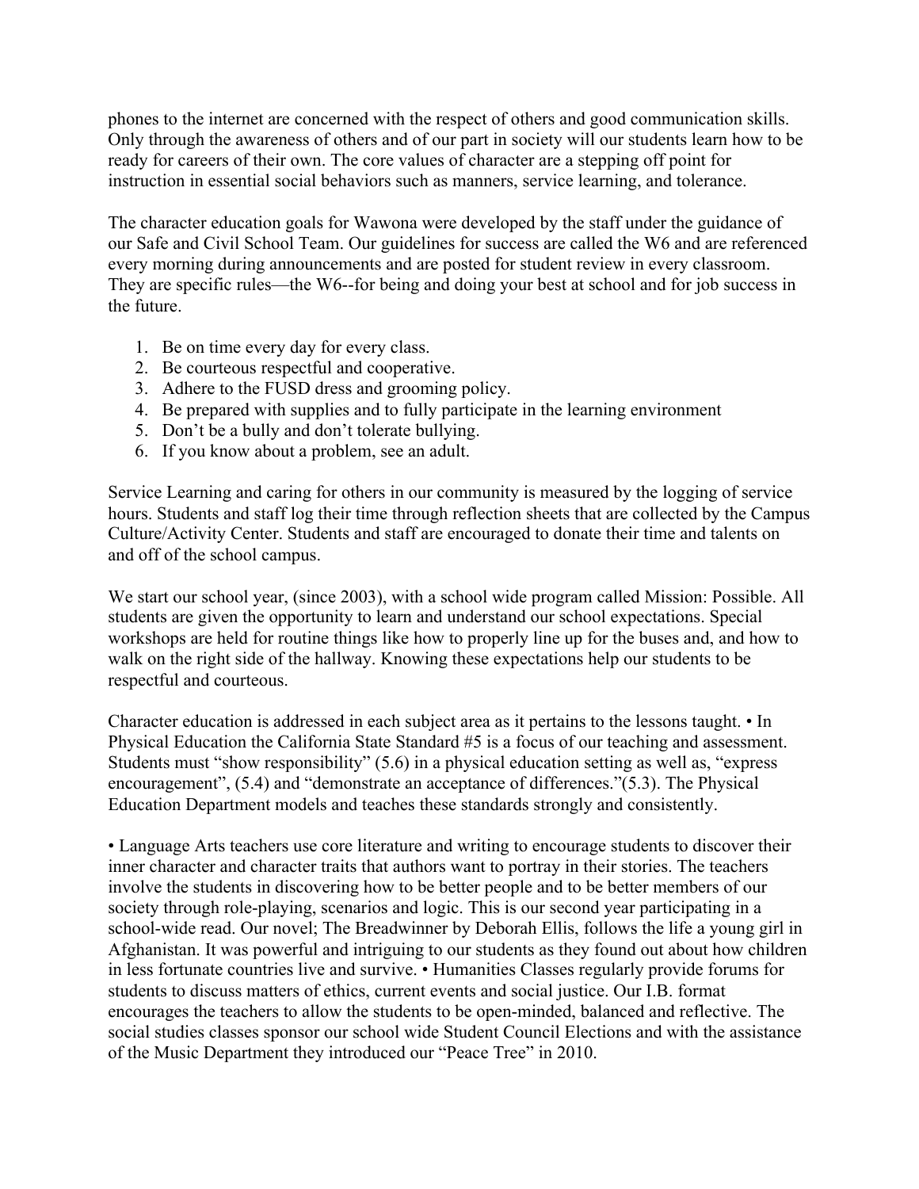phones to the internet are concerned with the respect of others and good communication skills. Only through the awareness of others and of our part in society will our students learn how to be ready for careers of their own. The core values of character are a stepping off point for instruction in essential social behaviors such as manners, service learning, and tolerance.

The character education goals for Wawona were developed by the staff under the guidance of our Safe and Civil School Team. Our guidelines for success are called the W6 and are referenced every morning during announcements and are posted for student review in every classroom. They are specific rules—the W6--for being and doing your best at school and for job success in the future.

1. Be on time every day for every class.
2. Be courteous respectful and cooperative.
3. Adhere to the FUSD dress and grooming policy.
4. Be prepared with supplies and to fully participate in the learning environment
5. Don't be a bully and don't tolerate bullying.
6. If you know about a problem, see an adult.

Service Learning and caring for others in our community is measured by the logging of service hours. Students and staff log their time through reflection sheets that are collected by the Campus Culture/Activity Center. Students and staff are encouraged to donate their time and talents on and off of the school campus.

We start our school year, (since 2003), with a school wide program called Mission: Possible. All students are given the opportunity to learn and understand our school expectations. Special workshops are held for routine things like how to properly line up for the buses and, and how to walk on the right side of the hallway. Knowing these expectations help our students to be respectful and courteous.

Character education is addressed in each subject area as it pertains to the lessons taught. • In Physical Education the California State Standard #5 is a focus of our teaching and assessment. Students must "show responsibility" (5.6) in a physical education setting as well as, "express encouragement", (5.4) and "demonstrate an acceptance of differences."(5.3). The Physical Education Department models and teaches these standards strongly and consistently.

• Language Arts teachers use core literature and writing to encourage students to discover their inner character and character traits that authors want to portray in their stories. The teachers involve the students in discovering how to be better people and to be better members of our society through role-playing, scenarios and logic. This is our second year participating in a school-wide read. Our novel; The Breadwinner by Deborah Ellis, follows the life a young girl in Afghanistan. It was powerful and intriguing to our students as they found out about how children in less fortunate countries live and survive. • Humanities Classes regularly provide forums for students to discuss matters of ethics, current events and social justice. Our I.B. format encourages the teachers to allow the students to be open-minded, balanced and reflective. The social studies classes sponsor our school wide Student Council Elections and with the assistance of the Music Department they introduced our "Peace Tree" in 2010.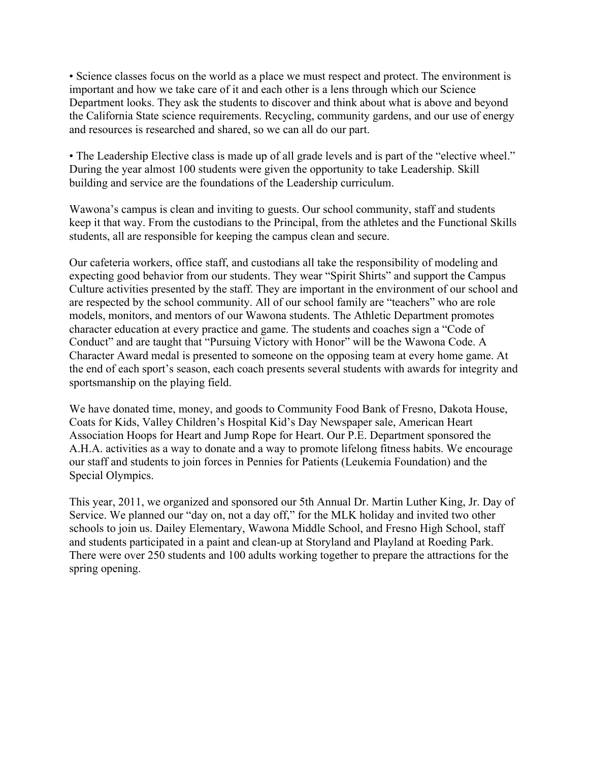- Science classes focus on the world as a place we must respect and protect. The environment is important and how we take care of it and each other is a lens through which our Science Department looks. They ask the students to discover and think about what is above and beyond the California State science requirements. Recycling, community gardens, and our use of energy and resources is researched and shared, so we can all do our part.

- The Leadership Elective class is made up of all grade levels and is part of the "elective wheel." During the year almost 100 students were given the opportunity to take Leadership. Skill building and service are the foundations of the Leadership curriculum.

Wawona's campus is clean and inviting to guests. Our school community, staff and students keep it that way. From the custodians to the Principal, from the athletes and the Functional Skills students, all are responsible for keeping the campus clean and secure.

Our cafeteria workers, office staff, and custodians all take the responsibility of modeling and expecting good behavior from our students. They wear "Spirit Shirts" and support the Campus Culture activities presented by the staff. They are important in the environment of our school and are respected by the school community. All of our school family are "teachers" who are role models, monitors, and mentors of our Wawona students. The Athletic Department promotes character education at every practice and game. The students and coaches sign a "Code of Conduct" and are taught that "Pursuing Victory with Honor" will be the Wawona Code. A Character Award medal is presented to someone on the opposing team at every home game. At the end of each sport's season, each coach presents several students with awards for integrity and sportsmanship on the playing field.

We have donated time, money, and goods to Community Food Bank of Fresno, Dakota House, Coats for Kids, Valley Children's Hospital Kid's Day Newspaper sale, American Heart Association Hoops for Heart and Jump Rope for Heart. Our P.E. Department sponsored the A.H.A. activities as a way to donate and a way to promote lifelong fitness habits. We encourage our staff and students to join forces in Pennies for Patients (Leukemia Foundation) and the Special Olympics.

This year, 2011, we organized and sponsored our 5th Annual Dr. Martin Luther King, Jr. Day of Service. We planned our "day on, not a day off," for the MLK holiday and invited two other schools to join us. Dailey Elementary, Wawona Middle School, and Fresno High School, staff and students participated in a paint and clean-up at Storyland and Playland at Roeding Park. There were over 250 students and 100 adults working together to prepare the attractions for the spring opening.